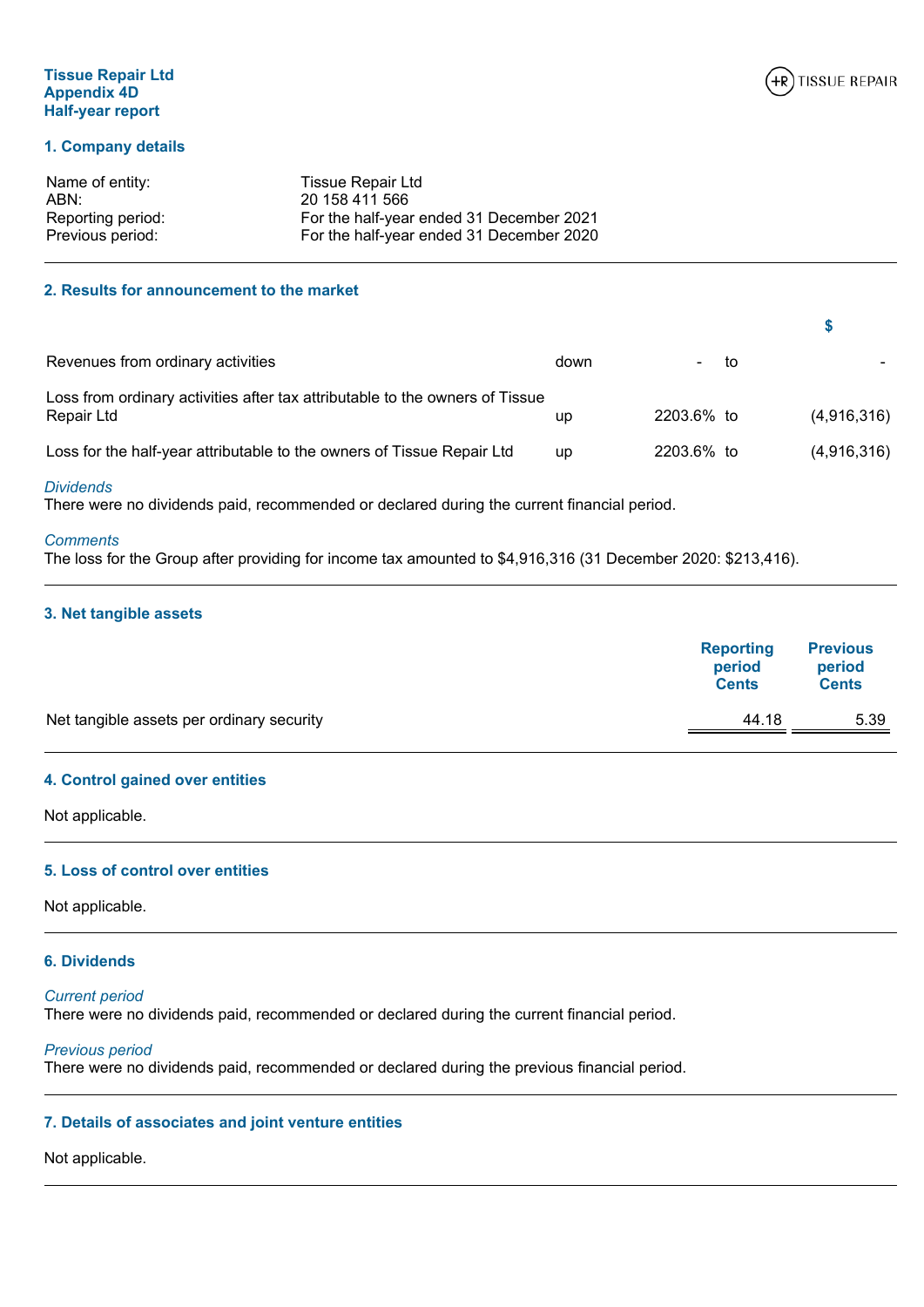**Tissue Repair Ltd**
**Appendix 4D**
**Half-year report**

## 1. Company details

| | |
|---|---|
| Name of entity: | Tissue Repair Ltd |
| ABN: | 20 158 411 566 |
| Reporting period: | For the half-year ended 31 December 2021 |
| Previous period: | For the half-year ended 31 December 2020 |

## 2. Results for announcement to the market

| | | | | $ |
|---|---|---|---|---|
| Revenues from ordinary activities | down | - | to | - |
| Loss from ordinary activities after tax attributable to the owners of Tissue Repair Ltd | up | 2203.6% | to | (4,916,316) |
| Loss for the half-year attributable to the owners of Tissue Repair Ltd | up | 2203.6% | to | (4,916,316) |

*Dividends*
There were no dividends paid, recommended or declared during the current financial period.

*Comments*
The loss for the Group after providing for income tax amounted to $4,916,316 (31 December 2020: $213,416).

## 3. Net tangible assets

| | Reporting period Cents | Previous period Cents |
|---|---|---|
| Net tangible assets per ordinary security | 44.18 | 5.39 |

## 4. Control gained over entities

Not applicable.

## 5. Loss of control over entities

Not applicable.

## 6. Dividends

*Current period*
There were no dividends paid, recommended or declared during the current financial period.

*Previous period*
There were no dividends paid, recommended or declared during the previous financial period.

## 7. Details of associates and joint venture entities

Not applicable.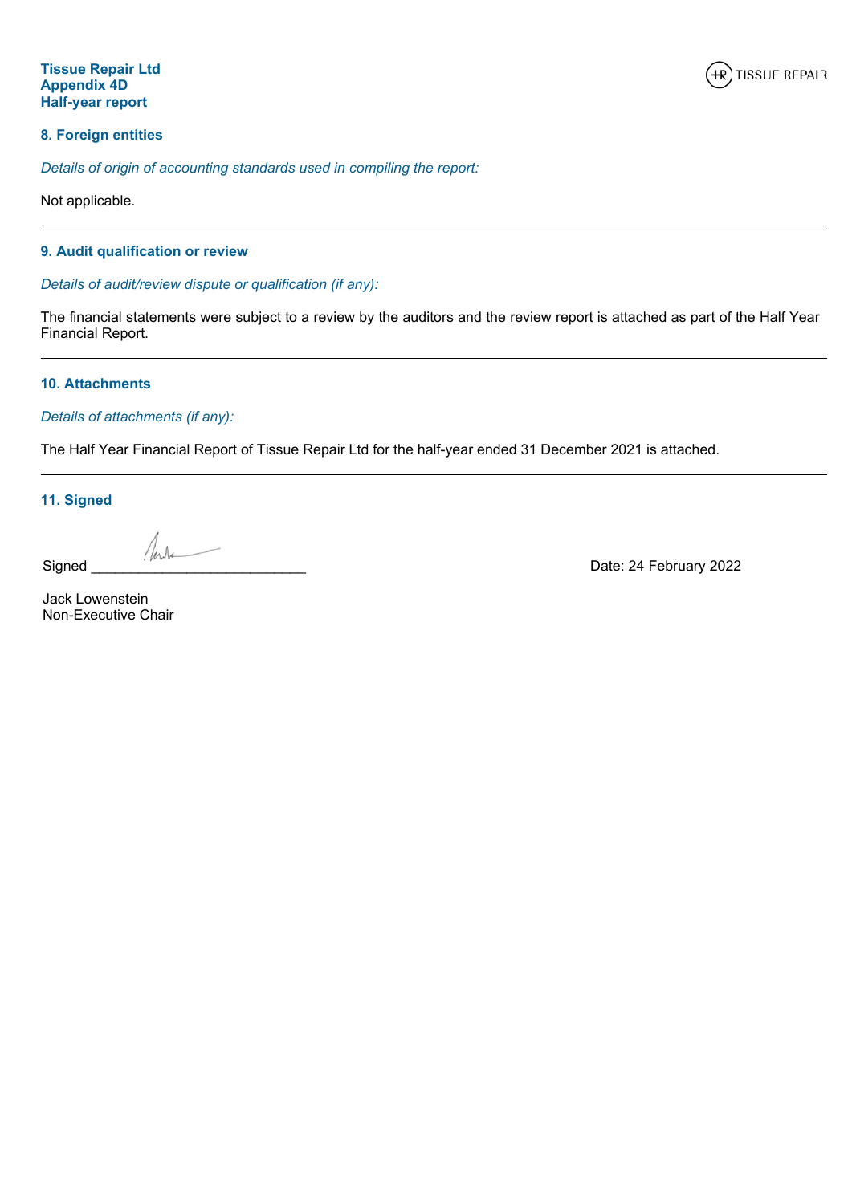**Tissue Repair Ltd**
**Appendix 4D**
**Half-year report**

### 8. Foreign entities

*Details of origin of accounting standards used in compiling the report:*

Not applicable.

---

### 9. Audit qualification or review

*Details of audit/review dispute or qualification (if any):*

The financial statements were subject to a review by the auditors and the review report is attached as part of the Half Year Financial Report.

---

### 10. Attachments

*Details of attachments (if any):*

The Half Year Financial Report of Tissue Repair Ltd for the half-year ended 31 December 2021 is attached.

---

### 11. Signed

Signed ___________________________ Date: 24 February 2022

Jack Lowenstein
Non-Executive Chair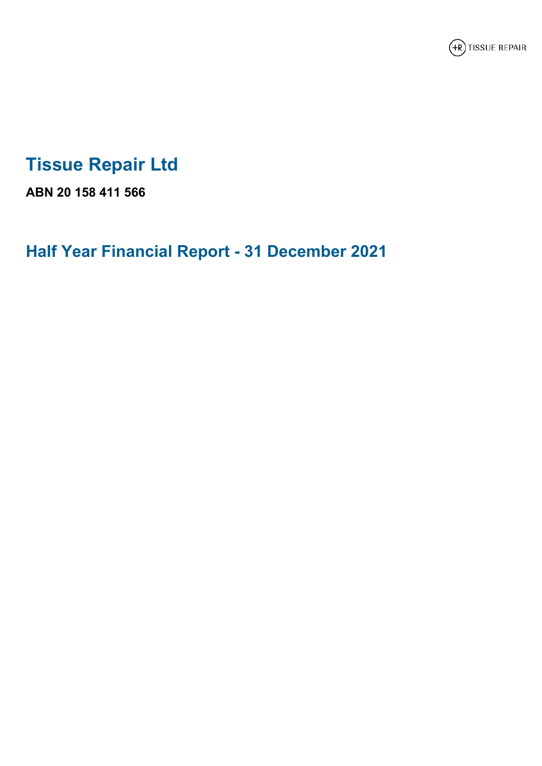# Tissue Repair Ltd

**ABN 20 158 411 566**

# Half Year Financial Report - 31 December 2021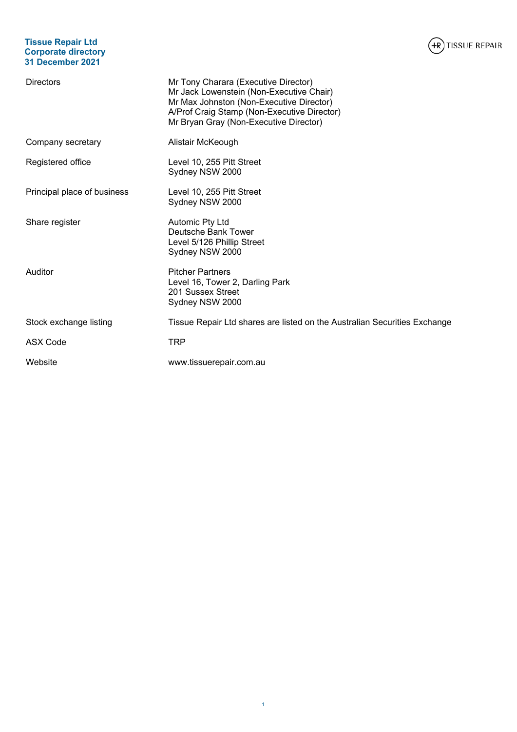# Tissue Repair Ltd
## Corporate directory
## 31 December 2021

| | |
|---|---|
| Directors | Mr Tony Charara (Executive Director)<br>Mr Jack Lowenstein (Non-Executive Chair)<br>Mr Max Johnston (Non-Executive Director)<br>A/Prof Craig Stamp (Non-Executive Director)<br>Mr Bryan Gray (Non-Executive Director) |
| Company secretary | Alistair McKeough |
| Registered office | Level 10, 255 Pitt Street<br>Sydney NSW 2000 |
| Principal place of business | Level 10, 255 Pitt Street<br>Sydney NSW 2000 |
| Share register | Automic Pty Ltd<br>Deutsche Bank Tower<br>Level 5/126 Phillip Street<br>Sydney NSW 2000 |
| Auditor | Pitcher Partners<br>Level 16, Tower 2, Darling Park<br>201 Sussex Street<br>Sydney NSW 2000 |
| Stock exchange listing | Tissue Repair Ltd shares are listed on the Australian Securities Exchange |
| ASX Code | TRP |
| Website | www.tissuerepair.com.au |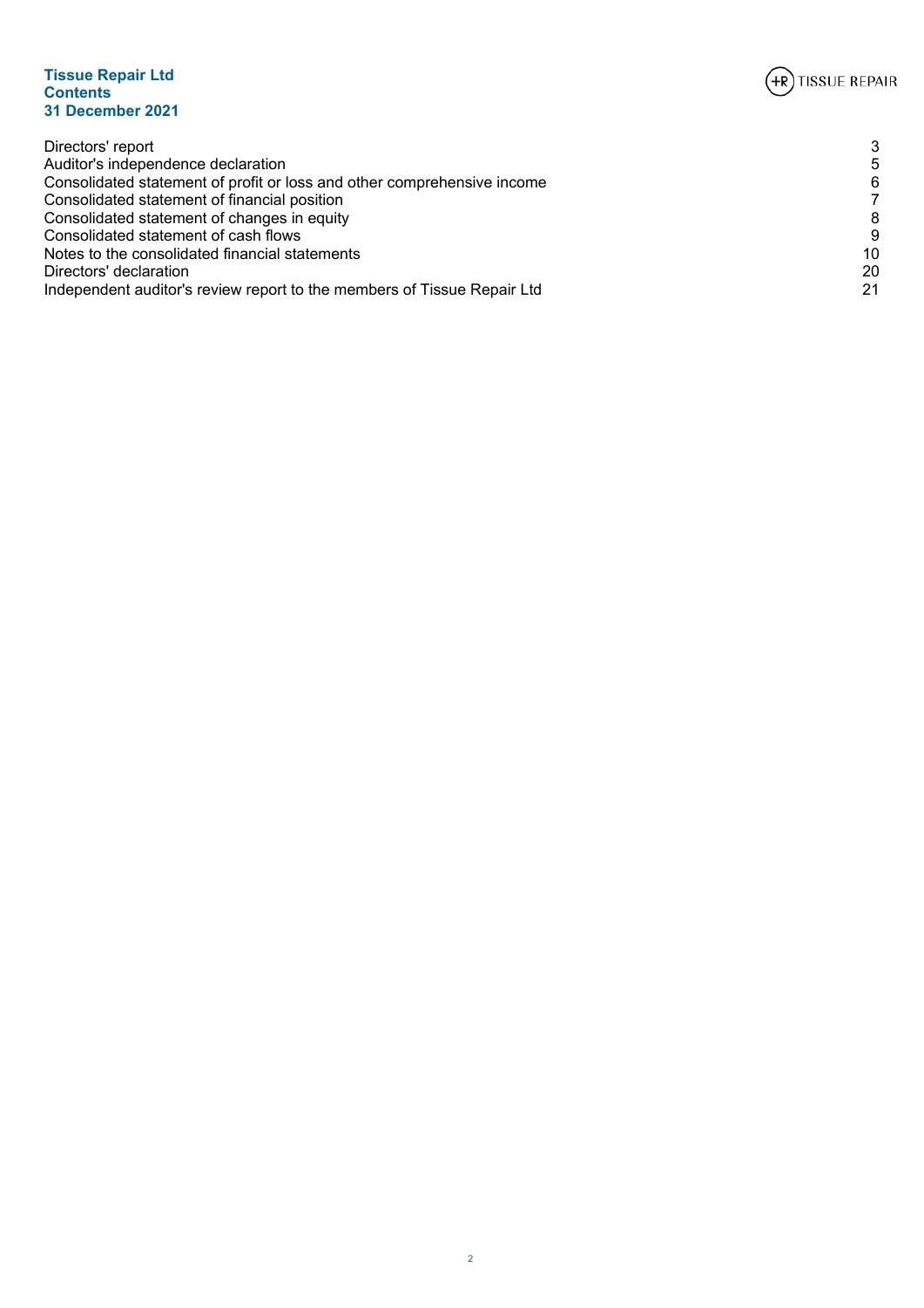**Tissue Repair Ltd**
**Contents**
**31 December 2021**

| | |
|---|---|
| Directors' report | 3 |
| Auditor's independence declaration | 5 |
| Consolidated statement of profit or loss and other comprehensive income | 6 |
| Consolidated statement of financial position | 7 |
| Consolidated statement of changes in equity | 8 |
| Consolidated statement of cash flows | 9 |
| Notes to the consolidated financial statements | 10 |
| Directors' declaration | 20 |
| Independent auditor's review report to the members of Tissue Repair Ltd | 21 |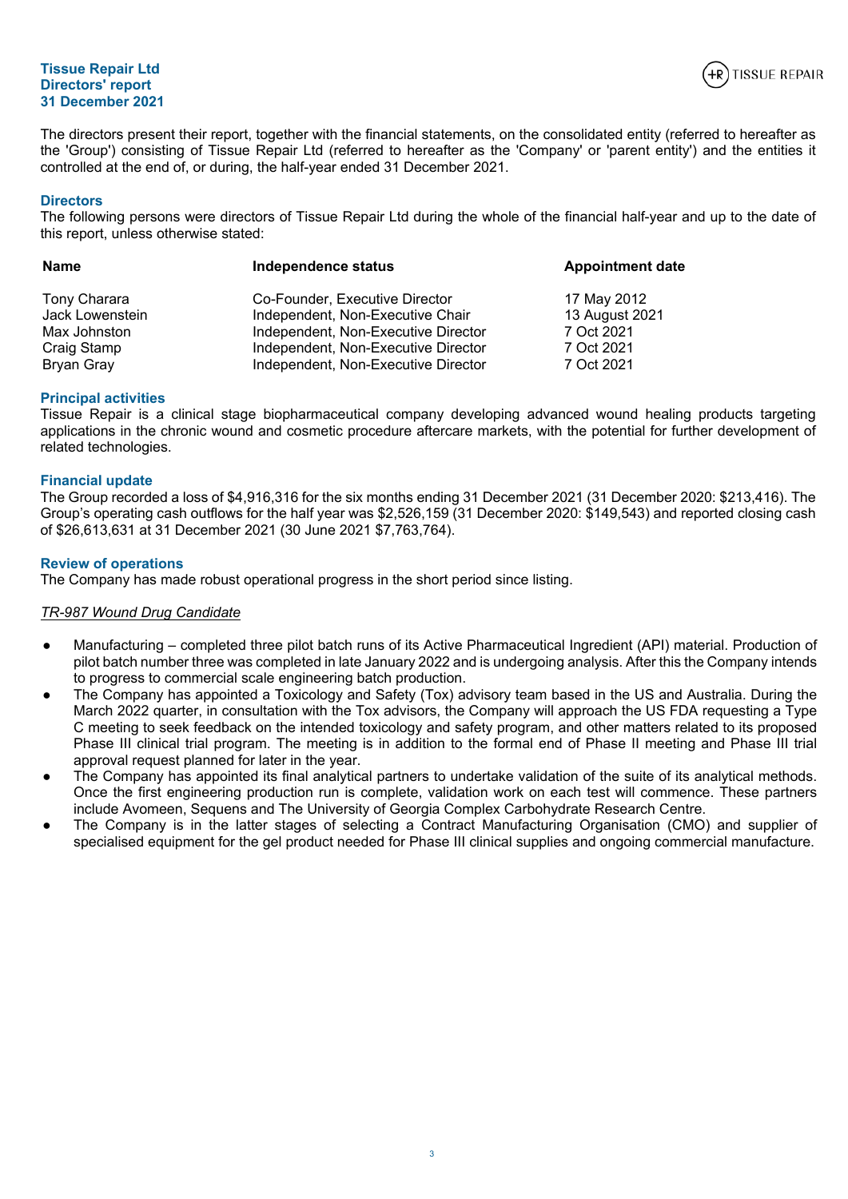**Tissue Repair Ltd**
**Directors' report**
**31 December 2021**

The directors present their report, together with the financial statements, on the consolidated entity (referred to hereafter as the 'Group') consisting of Tissue Repair Ltd (referred to hereafter as the 'Company' or 'parent entity') and the entities it controlled at the end of, or during, the half-year ended 31 December 2021.

## Directors

The following persons were directors of Tissue Repair Ltd during the whole of the financial half-year and up to the date of this report, unless otherwise stated:

| Name | Independence status | Appointment date |
|---|---|---|
| Tony Charara | Co-Founder, Executive Director | 17 May 2012 |
| Jack Lowenstein | Independent, Non-Executive Chair | 13 August 2021 |
| Max Johnston | Independent, Non-Executive Director | 7 Oct 2021 |
| Craig Stamp | Independent, Non-Executive Director | 7 Oct 2021 |
| Bryan Gray | Independent, Non-Executive Director | 7 Oct 2021 |

## Principal activities

Tissue Repair is a clinical stage biopharmaceutical company developing advanced wound healing products targeting applications in the chronic wound and cosmetic procedure aftercare markets, with the potential for further development of related technologies.

## Financial update

The Group recorded a loss of $4,916,316 for the six months ending 31 December 2021 (31 December 2020: $213,416). The Group's operating cash outflows for the half year was $2,526,159 (31 December 2020: $149,543) and reported closing cash of $26,613,631 at 31 December 2021 (30 June 2021 $7,763,764).

## Review of operations

The Company has made robust operational progress in the short period since listing.

*TR-987 Wound Drug Candidate*

- Manufacturing – completed three pilot batch runs of its Active Pharmaceutical Ingredient (API) material. Production of pilot batch number three was completed in late January 2022 and is undergoing analysis. After this the Company intends to progress to commercial scale engineering batch production.
- The Company has appointed a Toxicology and Safety (Tox) advisory team based in the US and Australia. During the March 2022 quarter, in consultation with the Tox advisors, the Company will approach the US FDA requesting a Type C meeting to seek feedback on the intended toxicology and safety program, and other matters related to its proposed Phase III clinical trial program. The meeting is in addition to the formal end of Phase II meeting and Phase III trial approval request planned for later in the year.
- The Company has appointed its final analytical partners to undertake validation of the suite of its analytical methods. Once the first engineering production run is complete, validation work on each test will commence. These partners include Avomeen, Sequens and The University of Georgia Complex Carbohydrate Research Centre.
- The Company is in the latter stages of selecting a Contract Manufacturing Organisation (CMO) and supplier of specialised equipment for the gel product needed for Phase III clinical supplies and ongoing commercial manufacture.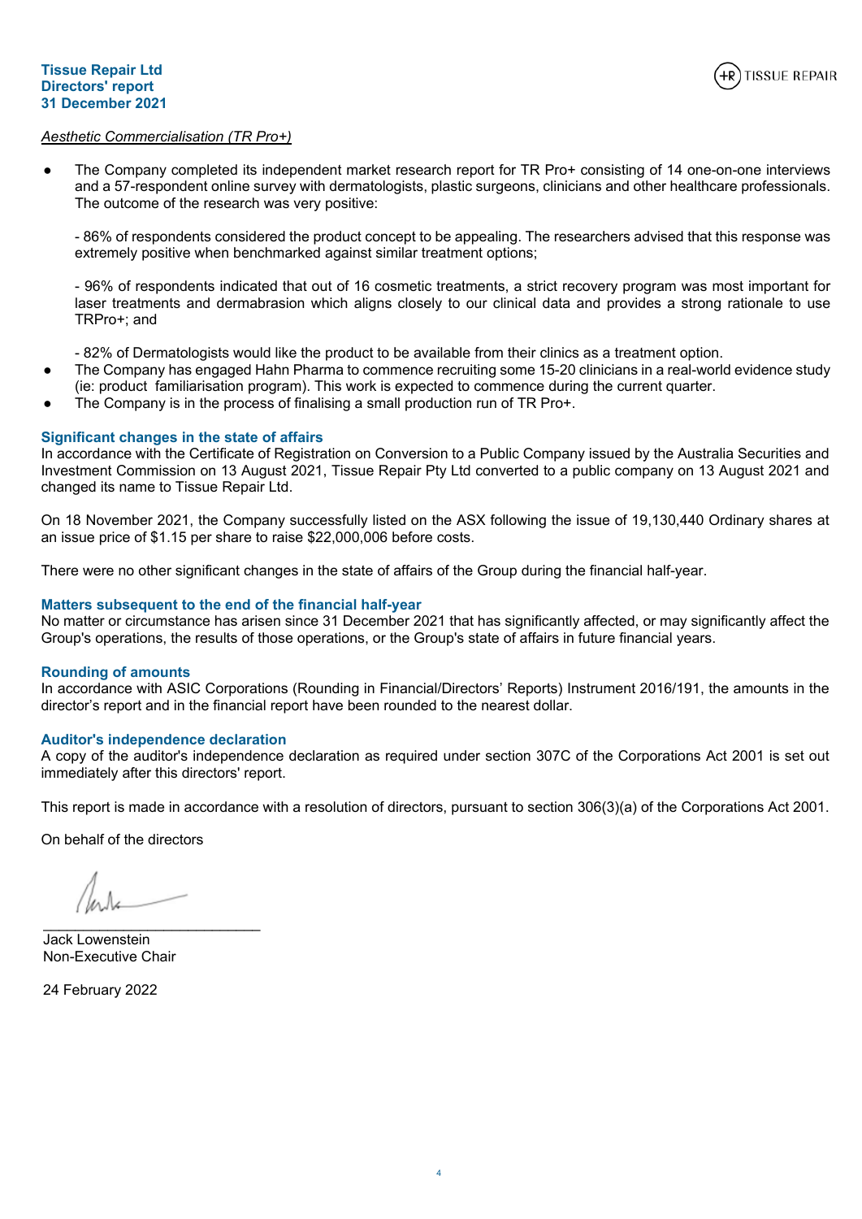*Aesthetic Commercialisation (TR Pro+)*

- The Company completed its independent market research report for TR Pro+ consisting of 14 one-on-one interviews and a 57-respondent online survey with dermatologists, plastic surgeons, clinicians and other healthcare professionals. The outcome of the research was very positive:

  - 86% of respondents considered the product concept to be appealing. The researchers advised that this response was extremely positive when benchmarked against similar treatment options;

  - 96% of respondents indicated that out of 16 cosmetic treatments, a strict recovery program was most important for laser treatments and dermabrasion which aligns closely to our clinical data and provides a strong rationale to use TRPro+; and

  - 82% of Dermatologists would like the product to be available from their clinics as a treatment option.
- The Company has engaged Hahn Pharma to commence recruiting some 15-20 clinicians in a real-world evidence study (ie: product familiarisation program). This work is expected to commence during the current quarter.
- The Company is in the process of finalising a small production run of TR Pro+.

## Significant changes in the state of affairs

In accordance with the Certificate of Registration on Conversion to a Public Company issued by the Australia Securities and Investment Commission on 13 August 2021, Tissue Repair Pty Ltd converted to a public company on 13 August 2021 and changed its name to Tissue Repair Ltd.

On 18 November 2021, the Company successfully listed on the ASX following the issue of 19,130,440 Ordinary shares at an issue price of $1.15 per share to raise $22,000,006 before costs.

There were no other significant changes in the state of affairs of the Group during the financial half-year.

## Matters subsequent to the end of the financial half-year

No matter or circumstance has arisen since 31 December 2021 that has significantly affected, or may significantly affect the Group's operations, the results of those operations, or the Group's state of affairs in future financial years.

## Rounding of amounts

In accordance with ASIC Corporations (Rounding in Financial/Directors' Reports) Instrument 2016/191, the amounts in the director's report and in the financial report have been rounded to the nearest dollar.

## Auditor's independence declaration

A copy of the auditor's independence declaration as required under section 307C of the Corporations Act 2001 is set out immediately after this directors' report.

This report is made in accordance with a resolution of directors, pursuant to section 306(3)(a) of the Corporations Act 2001.

On behalf of the directors

___________________________

Jack Lowenstein
Non-Executive Chair

24 February 2022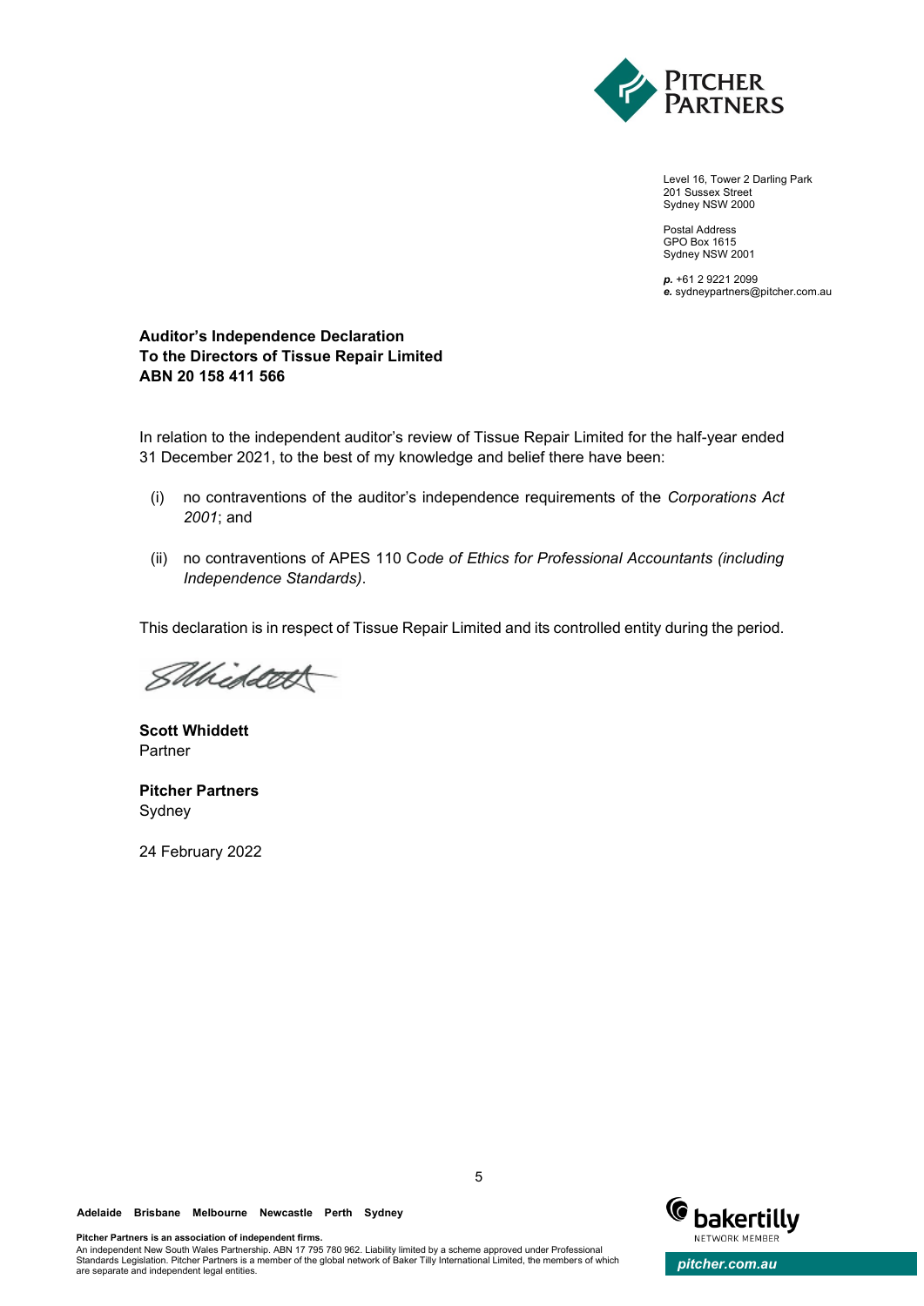Level 16, Tower 2 Darling Park
201 Sussex Street
Sydney NSW 2000

Postal Address
GPO Box 1615
Sydney NSW 2001

**p.** +61 2 9221 2099
**e.** sydneypartners@pitcher.com.au

**Auditor's Independence Declaration**
**To the Directors of Tissue Repair Limited**
**ABN 20 158 411 566**

In relation to the independent auditor's review of Tissue Repair Limited for the half-year ended 31 December 2021, to the best of my knowledge and belief there have been:

(i) no contraventions of the auditor's independence requirements of the *Corporations Act 2001*; and

(ii) no contraventions of APES 110 C*ode of Ethics for Professional Accountants (including Independence Standards)*.

This declaration is in respect of Tissue Repair Limited and its controlled entity during the period.

**Scott Whiddett**
Partner

**Pitcher Partners**
Sydney

24 February 2022

**Adelaide Brisbane Melbourne Newcastle Perth Sydney**

**Pitcher Partners is an association of independent firms.**
An independent New South Wales Partnership. ABN 17 795 780 962. Liability limited by a scheme approved under Professional Standards Legislation. Pitcher Partners is a member of the global network of Baker Tilly International Limited, the members of which are separate and independent legal entities.

pitcher.com.au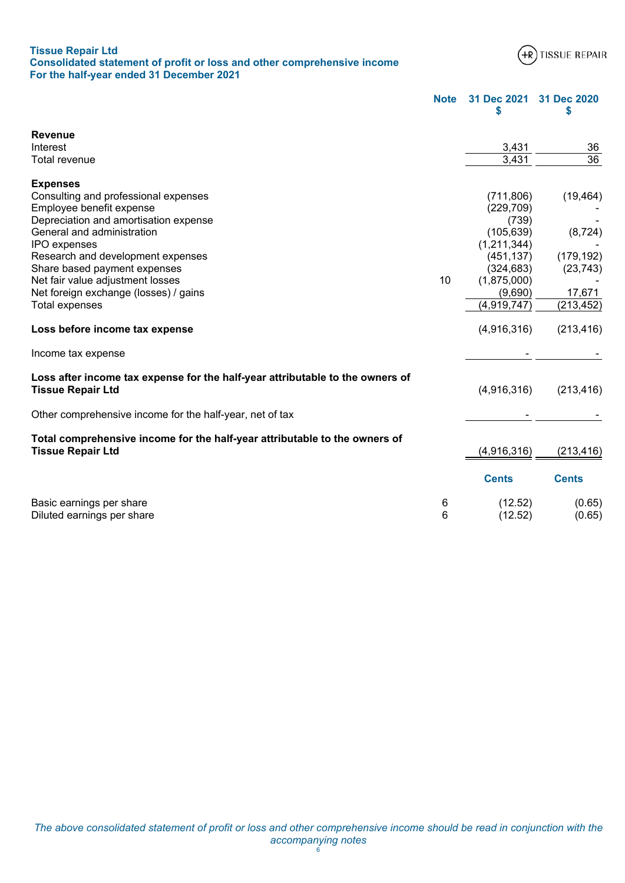**Tissue Repair Ltd**
**Consolidated statement of profit or loss and other comprehensive income**
**For the half-year ended 31 December 2021**

| | Note | 31 Dec 2021 $ | 31 Dec 2020 $ |
|---|---|---|---|
| **Revenue** | | | |
| Interest | | 3,431 | 36 |
| Total revenue | | 3,431 | 36 |
| | | | |
| **Expenses** | | | |
| Consulting and professional expenses | | (711,806) | (19,464) |
| Employee benefit expense | | (229,709) | - |
| Depreciation and amortisation expense | | (739) | - |
| General and administration | | (105,639) | (8,724) |
| IPO expenses | | (1,211,344) | - |
| Research and development expenses | | (451,137) | (179,192) |
| Share based payment expenses | | (324,683) | (23,743) |
| Net fair value adjustment losses | 10 | (1,875,000) | - |
| Net foreign exchange (losses) / gains | | (9,690) | 17,671 |
| Total expenses | | (4,919,747) | (213,452) |
| | | | |
| **Loss before income tax expense** | | (4,916,316) | (213,416) |
| | | | |
| Income tax expense | | - | - |
| | | | |
| **Loss after income tax expense for the half-year attributable to the owners of Tissue Repair Ltd** | | (4,916,316) | (213,416) |
| | | | |
| Other comprehensive income for the half-year, net of tax | | - | - |
| | | | |
| **Total comprehensive income for the half-year attributable to the owners of Tissue Repair Ltd** | | (4,916,316) | (213,416) |
| | | **Cents** | **Cents** |
| Basic earnings per share | 6 | (12.52) | (0.65) |
| Diluted earnings per share | 6 | (12.52) | (0.65) |

*The above consolidated statement of profit or loss and other comprehensive income should be read in conjunction with the accompanying notes*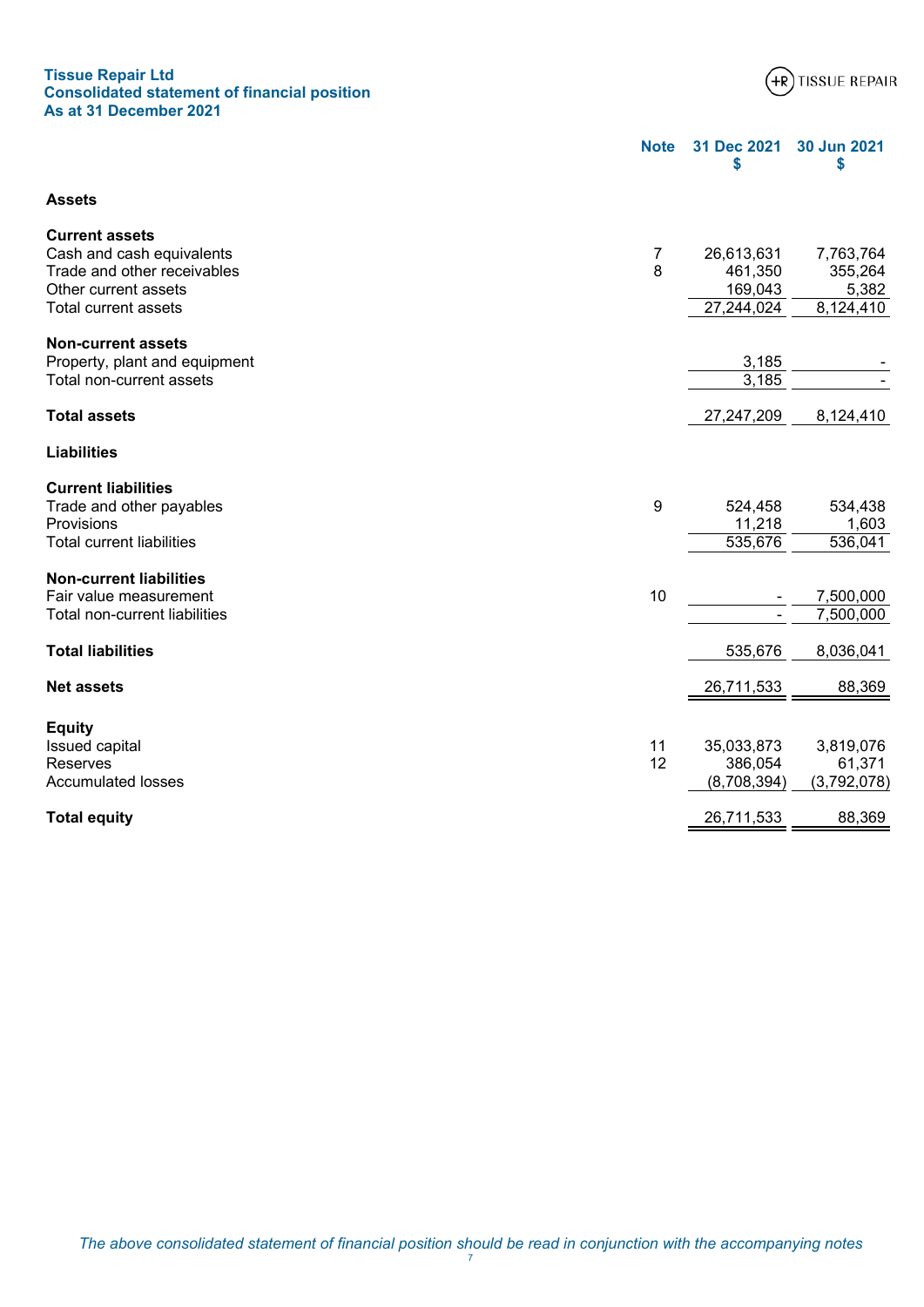**Tissue Repair Ltd**
**Consolidated statement of financial position**
**As at 31 December 2021**

| | Note | 31 Dec 2021 $ | 30 Jun 2021 $ |
|---|---|---|---|
| **Assets** | | | |
| **Current assets** | | | |
| Cash and cash equivalents | 7 | 26,613,631 | 7,763,764 |
| Trade and other receivables | 8 | 461,350 | 355,264 |
| Other current assets | | 169,043 | 5,382 |
| Total current assets | | 27,244,024 | 8,124,410 |
| **Non-current assets** | | | |
| Property, plant and equipment | | 3,185 | - |
| Total non-current assets | | 3,185 | - |
| **Total assets** | | 27,247,209 | 8,124,410 |
| **Liabilities** | | | |
| **Current liabilities** | | | |
| Trade and other payables | 9 | 524,458 | 534,438 |
| Provisions | | 11,218 | 1,603 |
| Total current liabilities | | 535,676 | 536,041 |
| **Non-current liabilities** | | | |
| Fair value measurement | 10 | - | 7,500,000 |
| Total non-current liabilities | | - | 7,500,000 |
| **Total liabilities** | | 535,676 | 8,036,041 |
| **Net assets** | | 26,711,533 | 88,369 |
| **Equity** | | | |
| Issued capital | 11 | 35,033,873 | 3,819,076 |
| Reserves | 12 | 386,054 | 61,371 |
| Accumulated losses | | (8,708,394) | (3,792,078) |
| **Total equity** | | 26,711,533 | 88,369 |

*The above consolidated statement of financial position should be read in conjunction with the accompanying notes*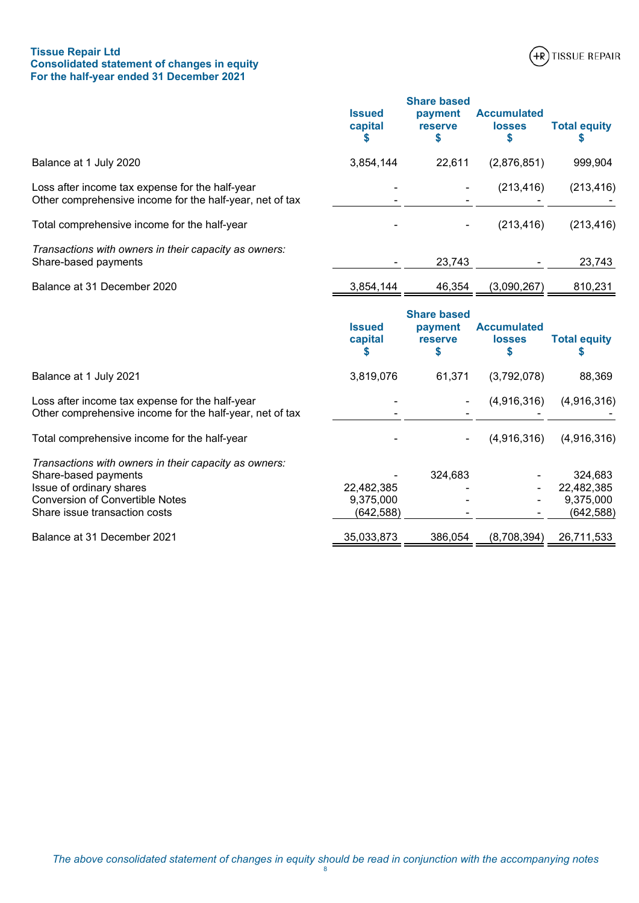**Tissue Repair Ltd**
**Consolidated statement of changes in equity**
**For the half-year ended 31 December 2021**

| | Issued capital $ | Share based payment reserve $ | Accumulated losses $ | Total equity $ |
|---|---|---|---|---|
| Balance at 1 July 2020 | 3,854,144 | 22,611 | (2,876,851) | 999,904 |
| Loss after income tax expense for the half-year | - | - | (213,416) | (213,416) |
| Other comprehensive income for the half-year, net of tax | - | - | - | - |
| Total comprehensive income for the half-year | - | - | (213,416) | (213,416) |
| *Transactions with owners in their capacity as owners:* | | | | |
| Share-based payments | - | 23,743 | - | 23,743 |
| Balance at 31 December 2020 | 3,854,144 | 46,354 | (3,090,267) | 810,231 |

| | Issued capital $ | Share based payment reserve $ | Accumulated losses $ | Total equity $ |
|---|---|---|---|---|
| Balance at 1 July 2021 | 3,819,076 | 61,371 | (3,792,078) | 88,369 |
| Loss after income tax expense for the half-year | - | - | (4,916,316) | (4,916,316) |
| Other comprehensive income for the half-year, net of tax | - | - | - | - |
| Total comprehensive income for the half-year | - | - | (4,916,316) | (4,916,316) |
| *Transactions with owners in their capacity as owners:* | | | | |
| Share-based payments | - | 324,683 | - | 324,683 |
| Issue of ordinary shares | 22,482,385 | - | - | 22,482,385 |
| Conversion of Convertible Notes | 9,375,000 | - | - | 9,375,000 |
| Share issue transaction costs | (642,588) | - | - | (642,588) |
| Balance at 31 December 2021 | 35,033,873 | 386,054 | (8,708,394) | 26,711,533 |

*The above consolidated statement of changes in equity should be read in conjunction with the accompanying notes*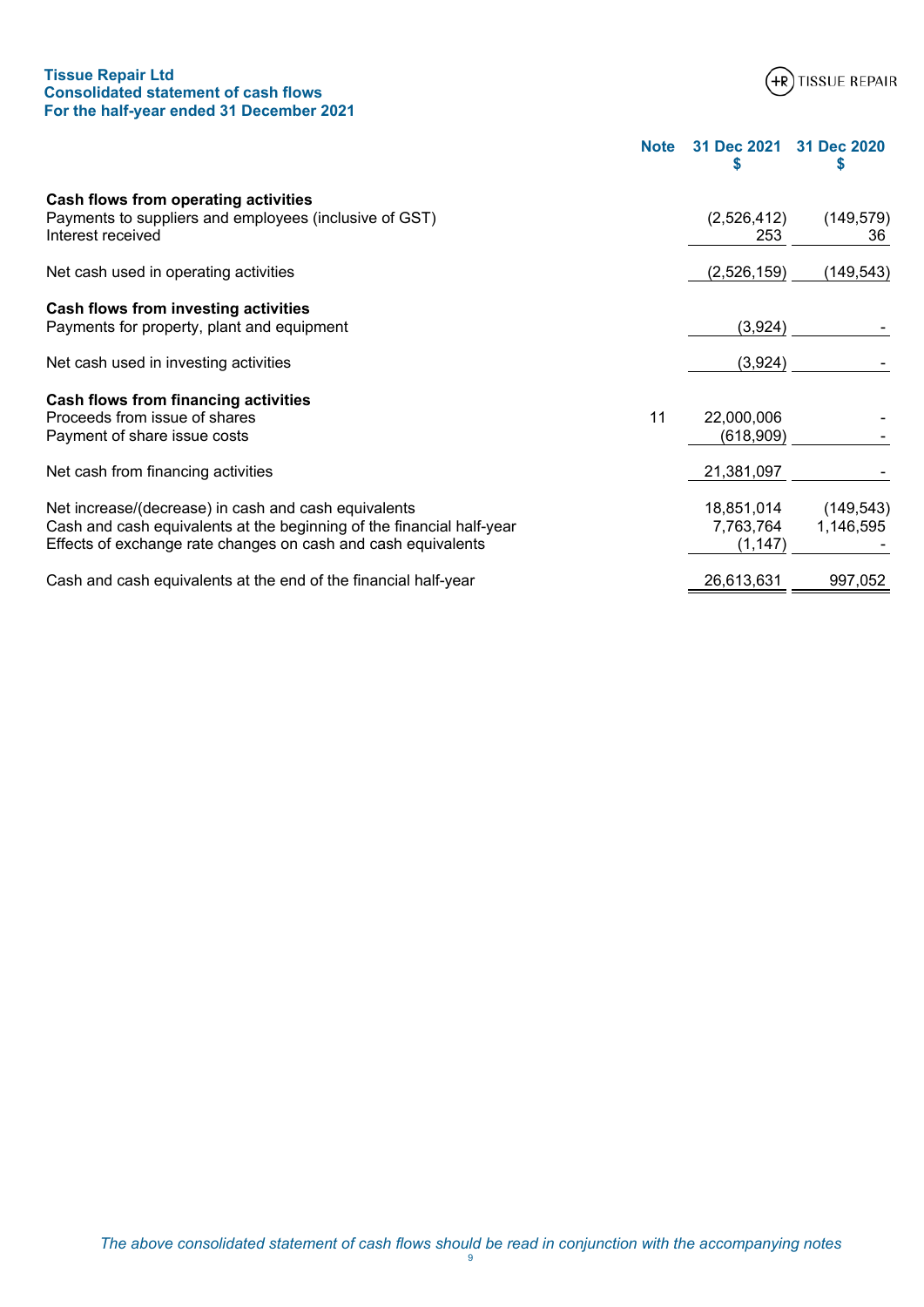**Tissue Repair Ltd**
**Consolidated statement of cash flows**
**For the half-year ended 31 December 2021**

| | Note | 31 Dec 2021<br>$ | 31 Dec 2020<br>$ |
|---|---|---|---|
| **Cash flows from operating activities** | | | |
| Payments to suppliers and employees (inclusive of GST) | | (2,526,412) | (149,579) |
| Interest received | | 253 | 36 |
| Net cash used in operating activities | | (2,526,159) | (149,543) |
| **Cash flows from investing activities** | | | |
| Payments for property, plant and equipment | | (3,924) | - |
| Net cash used in investing activities | | (3,924) | - |
| **Cash flows from financing activities** | | | |
| Proceeds from issue of shares | 11 | 22,000,006 | - |
| Payment of share issue costs | | (618,909) | - |
| Net cash from financing activities | | 21,381,097 | - |
| Net increase/(decrease) in cash and cash equivalents | | 18,851,014 | (149,543) |
| Cash and cash equivalents at the beginning of the financial half-year | | 7,763,764 | 1,146,595 |
| Effects of exchange rate changes on cash and cash equivalents | | (1,147) | - |
| Cash and cash equivalents at the end of the financial half-year | | 26,613,631 | 997,052 |

*The above consolidated statement of cash flows should be read in conjunction with the accompanying notes*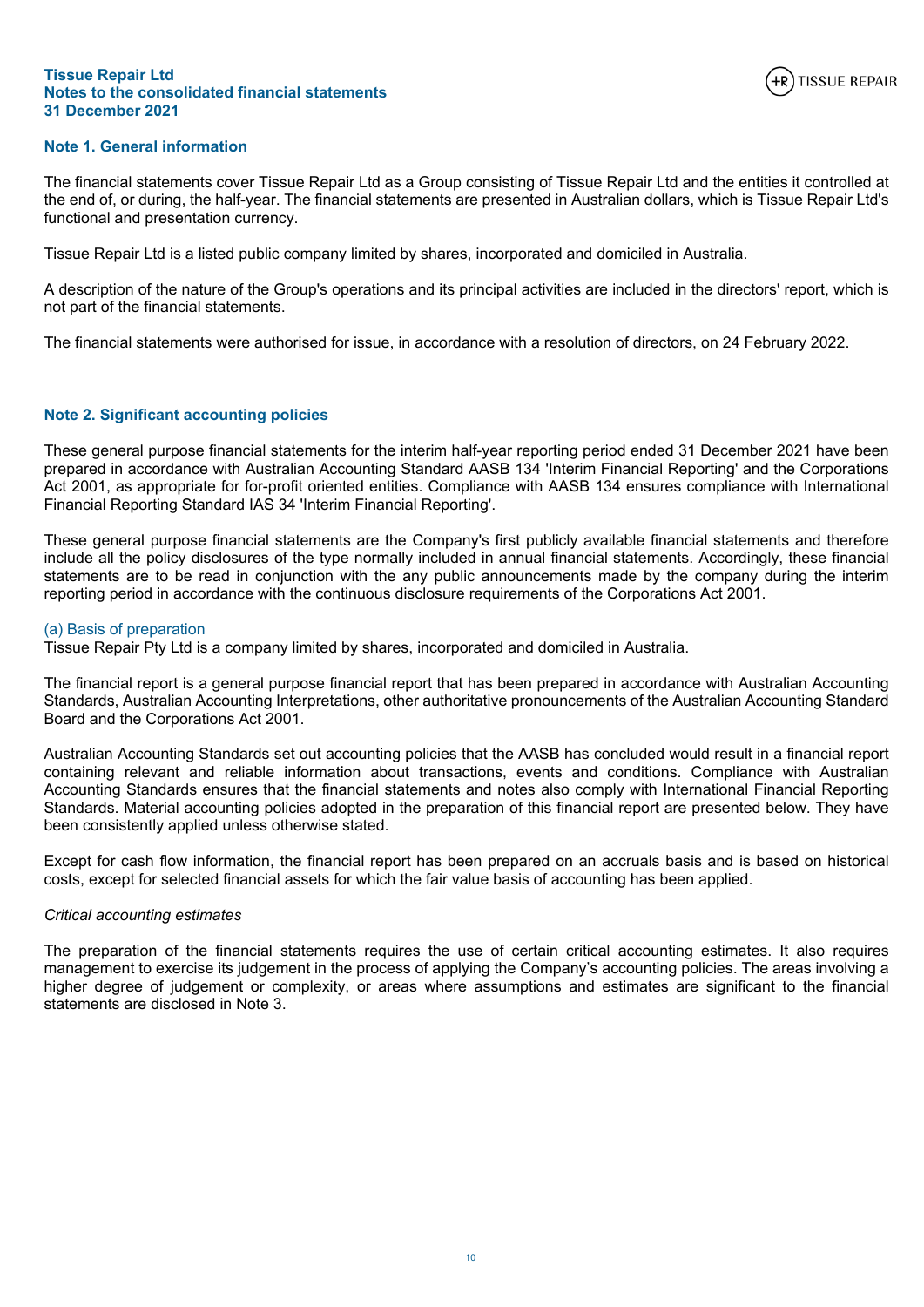## Note 1. General information

The financial statements cover Tissue Repair Ltd as a Group consisting of Tissue Repair Ltd and the entities it controlled at the end of, or during, the half-year. The financial statements are presented in Australian dollars, which is Tissue Repair Ltd's functional and presentation currency.

Tissue Repair Ltd is a listed public company limited by shares, incorporated and domiciled in Australia.

A description of the nature of the Group's operations and its principal activities are included in the directors' report, which is not part of the financial statements.

The financial statements were authorised for issue, in accordance with a resolution of directors, on 24 February 2022.

## Note 2. Significant accounting policies

These general purpose financial statements for the interim half-year reporting period ended 31 December 2021 have been prepared in accordance with Australian Accounting Standard AASB 134 'Interim Financial Reporting' and the Corporations Act 2001, as appropriate for for-profit oriented entities. Compliance with AASB 134 ensures compliance with International Financial Reporting Standard IAS 34 'Interim Financial Reporting'.

These general purpose financial statements are the Company's first publicly available financial statements and therefore include all the policy disclosures of the type normally included in annual financial statements. Accordingly, these financial statements are to be read in conjunction with the any public announcements made by the company during the interim reporting period in accordance with the continuous disclosure requirements of the Corporations Act 2001.

### (a) Basis of preparation

Tissue Repair Pty Ltd is a company limited by shares, incorporated and domiciled in Australia.

The financial report is a general purpose financial report that has been prepared in accordance with Australian Accounting Standards, Australian Accounting Interpretations, other authoritative pronouncements of the Australian Accounting Standard Board and the Corporations Act 2001.

Australian Accounting Standards set out accounting policies that the AASB has concluded would result in a financial report containing relevant and reliable information about transactions, events and conditions. Compliance with Australian Accounting Standards ensures that the financial statements and notes also comply with International Financial Reporting Standards. Material accounting policies adopted in the preparation of this financial report are presented below. They have been consistently applied unless otherwise stated.

Except for cash flow information, the financial report has been prepared on an accruals basis and is based on historical costs, except for selected financial assets for which the fair value basis of accounting has been applied.

*Critical accounting estimates*

The preparation of the financial statements requires the use of certain critical accounting estimates. It also requires management to exercise its judgement in the process of applying the Company's accounting policies. The areas involving a higher degree of judgement or complexity, or areas where assumptions and estimates are significant to the financial statements are disclosed in Note 3.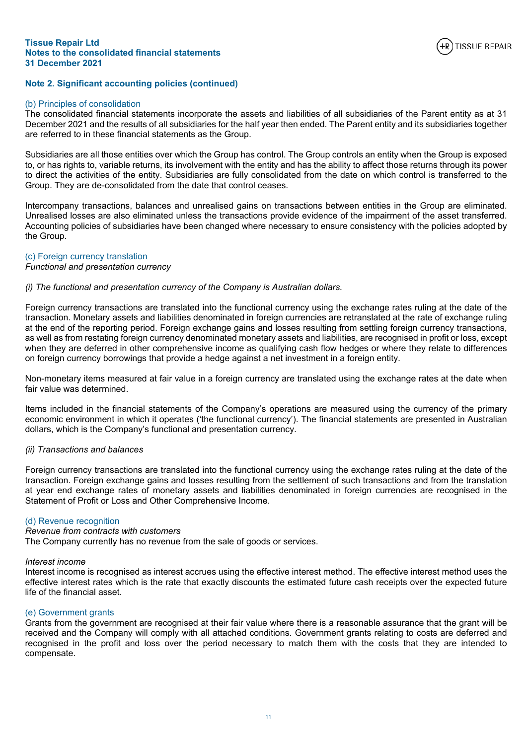## Note 2. Significant accounting policies (continued)

### (b) Principles of consolidation

The consolidated financial statements incorporate the assets and liabilities of all subsidiaries of the Parent entity as at 31 December 2021 and the results of all subsidiaries for the half year then ended. The Parent entity and its subsidiaries together are referred to in these financial statements as the Group.

Subsidiaries are all those entities over which the Group has control. The Group controls an entity when the Group is exposed to, or has rights to, variable returns, its involvement with the entity and has the ability to affect those returns through its power to direct the activities of the entity. Subsidiaries are fully consolidated from the date on which control is transferred to the Group. They are de-consolidated from the date that control ceases.

Intercompany transactions, balances and unrealised gains on transactions between entities in the Group are eliminated. Unrealised losses are also eliminated unless the transactions provide evidence of the impairment of the asset transferred. Accounting policies of subsidiaries have been changed where necessary to ensure consistency with the policies adopted by the Group.

### (c) Foreign currency translation

*Functional and presentation currency*

*(i) The functional and presentation currency of the Company is Australian dollars.*

Foreign currency transactions are translated into the functional currency using the exchange rates ruling at the date of the transaction. Monetary assets and liabilities denominated in foreign currencies are retranslated at the rate of exchange ruling at the end of the reporting period. Foreign exchange gains and losses resulting from settling foreign currency transactions, as well as from restating foreign currency denominated monetary assets and liabilities, are recognised in profit or loss, except when they are deferred in other comprehensive income as qualifying cash flow hedges or where they relate to differences on foreign currency borrowings that provide a hedge against a net investment in a foreign entity.

Non-monetary items measured at fair value in a foreign currency are translated using the exchange rates at the date when fair value was determined.

Items included in the financial statements of the Company's operations are measured using the currency of the primary economic environment in which it operates ('the functional currency'). The financial statements are presented in Australian dollars, which is the Company's functional and presentation currency.

*(ii) Transactions and balances*

Foreign currency transactions are translated into the functional currency using the exchange rates ruling at the date of the transaction. Foreign exchange gains and losses resulting from the settlement of such transactions and from the translation at year end exchange rates of monetary assets and liabilities denominated in foreign currencies are recognised in the Statement of Profit or Loss and Other Comprehensive Income.

### (d) Revenue recognition

*Revenue from contracts with customers*

The Company currently has no revenue from the sale of goods or services.

*Interest income*

Interest income is recognised as interest accrues using the effective interest method. The effective interest method uses the effective interest rates which is the rate that exactly discounts the estimated future cash receipts over the expected future life of the financial asset.

### (e) Government grants

Grants from the government are recognised at their fair value where there is a reasonable assurance that the grant will be received and the Company will comply with all attached conditions. Government grants relating to costs are deferred and recognised in the profit and loss over the period necessary to match them with the costs that they are intended to compensate.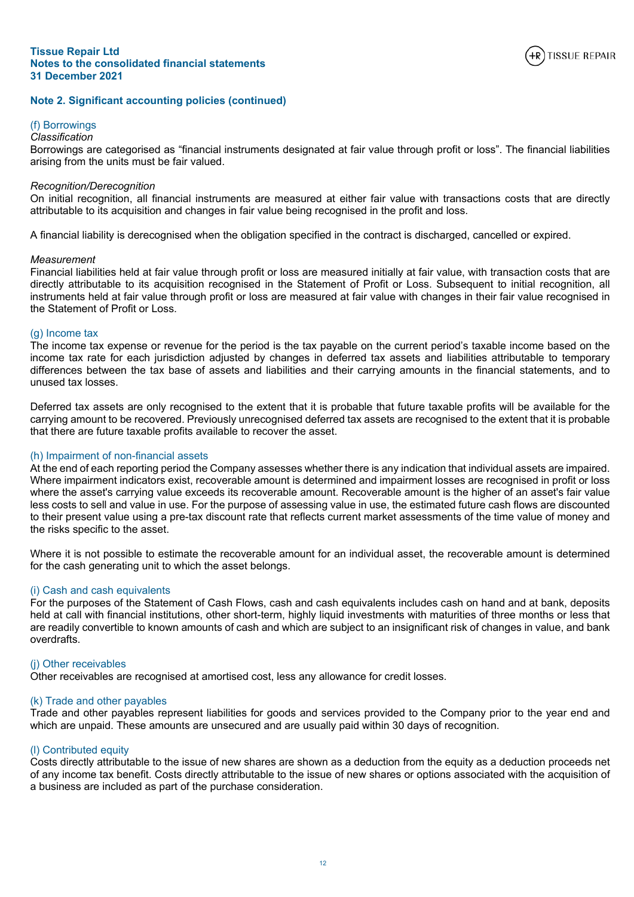## Note 2. Significant accounting policies (continued)

### (f) Borrowings

*Classification*

Borrowings are categorised as "financial instruments designated at fair value through profit or loss". The financial liabilities arising from the units must be fair valued.

*Recognition/Derecognition*

On initial recognition, all financial instruments are measured at either fair value with transactions costs that are directly attributable to its acquisition and changes in fair value being recognised in the profit and loss.

A financial liability is derecognised when the obligation specified in the contract is discharged, cancelled or expired.

*Measurement*

Financial liabilities held at fair value through profit or loss are measured initially at fair value, with transaction costs that are directly attributable to its acquisition recognised in the Statement of Profit or Loss. Subsequent to initial recognition, all instruments held at fair value through profit or loss are measured at fair value with changes in their fair value recognised in the Statement of Profit or Loss.

### (g) Income tax

The income tax expense or revenue for the period is the tax payable on the current period's taxable income based on the income tax rate for each jurisdiction adjusted by changes in deferred tax assets and liabilities attributable to temporary differences between the tax base of assets and liabilities and their carrying amounts in the financial statements, and to unused tax losses.

Deferred tax assets are only recognised to the extent that it is probable that future taxable profits will be available for the carrying amount to be recovered. Previously unrecognised deferred tax assets are recognised to the extent that it is probable that there are future taxable profits available to recover the asset.

### (h) Impairment of non-financial assets

At the end of each reporting period the Company assesses whether there is any indication that individual assets are impaired. Where impairment indicators exist, recoverable amount is determined and impairment losses are recognised in profit or loss where the asset's carrying value exceeds its recoverable amount. Recoverable amount is the higher of an asset's fair value less costs to sell and value in use. For the purpose of assessing value in use, the estimated future cash flows are discounted to their present value using a pre-tax discount rate that reflects current market assessments of the time value of money and the risks specific to the asset.

Where it is not possible to estimate the recoverable amount for an individual asset, the recoverable amount is determined for the cash generating unit to which the asset belongs.

### (i) Cash and cash equivalents

For the purposes of the Statement of Cash Flows, cash and cash equivalents includes cash on hand and at bank, deposits held at call with financial institutions, other short-term, highly liquid investments with maturities of three months or less that are readily convertible to known amounts of cash and which are subject to an insignificant risk of changes in value, and bank overdrafts.

### (j) Other receivables

Other receivables are recognised at amortised cost, less any allowance for credit losses.

### (k) Trade and other payables

Trade and other payables represent liabilities for goods and services provided to the Company prior to the year end and which are unpaid. These amounts are unsecured and are usually paid within 30 days of recognition.

### (l) Contributed equity

Costs directly attributable to the issue of new shares are shown as a deduction from the equity as a deduction proceeds net of any income tax benefit. Costs directly attributable to the issue of new shares or options associated with the acquisition of a business are included as part of the purchase consideration.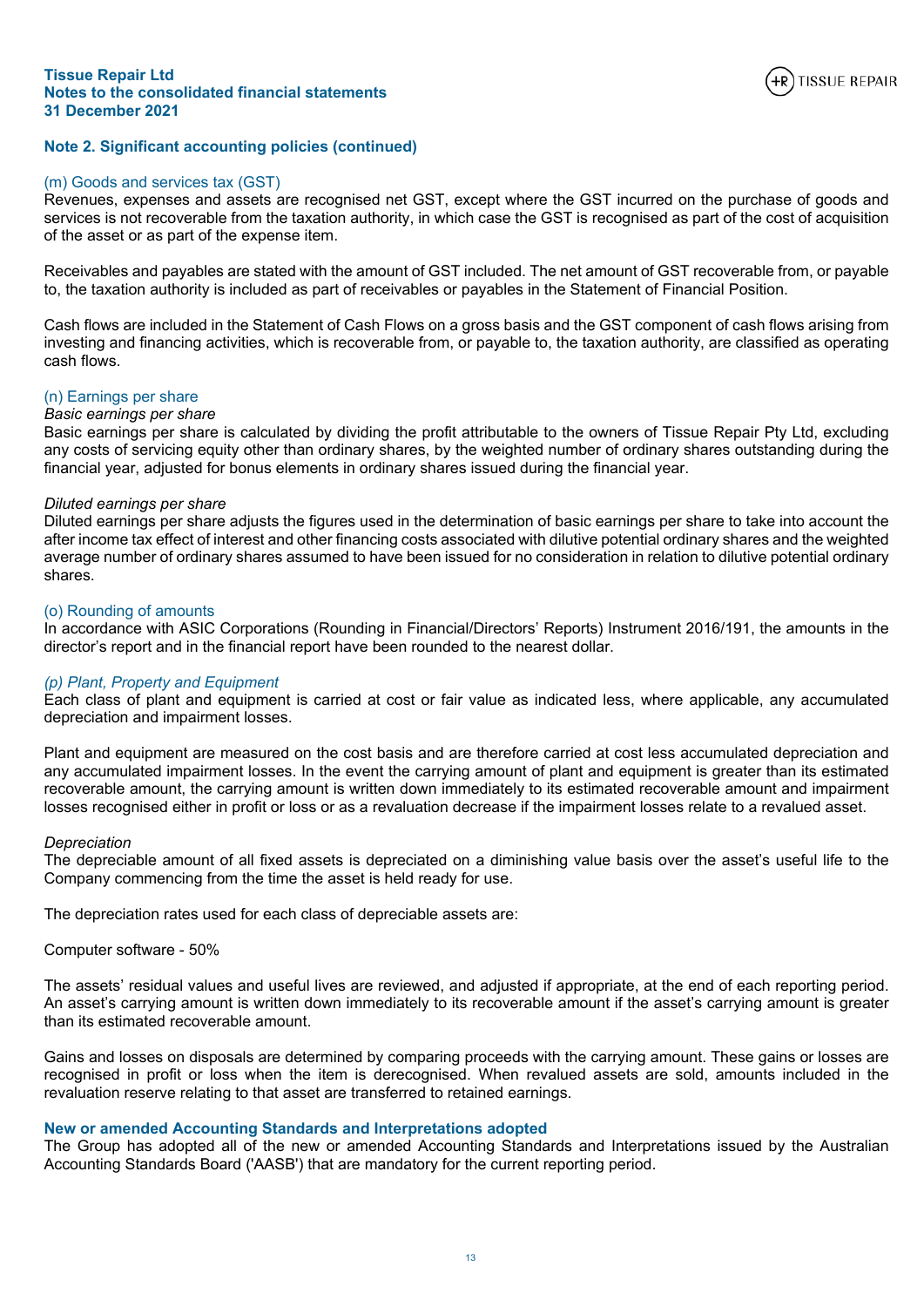## Note 2. Significant accounting policies (continued)

### (m) Goods and services tax (GST)

Revenues, expenses and assets are recognised net GST, except where the GST incurred on the purchase of goods and services is not recoverable from the taxation authority, in which case the GST is recognised as part of the cost of acquisition of the asset or as part of the expense item.

Receivables and payables are stated with the amount of GST included. The net amount of GST recoverable from, or payable to, the taxation authority is included as part of receivables or payables in the Statement of Financial Position.

Cash flows are included in the Statement of Cash Flows on a gross basis and the GST component of cash flows arising from investing and financing activities, which is recoverable from, or payable to, the taxation authority, are classified as operating cash flows.

### (n) Earnings per share

*Basic earnings per share*

Basic earnings per share is calculated by dividing the profit attributable to the owners of Tissue Repair Pty Ltd, excluding any costs of servicing equity other than ordinary shares, by the weighted number of ordinary shares outstanding during the financial year, adjusted for bonus elements in ordinary shares issued during the financial year.

*Diluted earnings per share*

Diluted earnings per share adjusts the figures used in the determination of basic earnings per share to take into account the after income tax effect of interest and other financing costs associated with dilutive potential ordinary shares and the weighted average number of ordinary shares assumed to have been issued for no consideration in relation to dilutive potential ordinary shares.

### (o) Rounding of amounts

In accordance with ASIC Corporations (Rounding in Financial/Directors' Reports) Instrument 2016/191, the amounts in the director's report and in the financial report have been rounded to the nearest dollar.

### *(p) Plant, Property and Equipment*

Each class of plant and equipment is carried at cost or fair value as indicated less, where applicable, any accumulated depreciation and impairment losses.

Plant and equipment are measured on the cost basis and are therefore carried at cost less accumulated depreciation and any accumulated impairment losses. In the event the carrying amount of plant and equipment is greater than its estimated recoverable amount, the carrying amount is written down immediately to its estimated recoverable amount and impairment losses recognised either in profit or loss or as a revaluation decrease if the impairment losses relate to a revalued asset.

*Depreciation*

The depreciable amount of all fixed assets is depreciated on a diminishing value basis over the asset's useful life to the Company commencing from the time the asset is held ready for use.

The depreciation rates used for each class of depreciable assets are:

Computer software - 50%

The assets' residual values and useful lives are reviewed, and adjusted if appropriate, at the end of each reporting period. An asset's carrying amount is written down immediately to its recoverable amount if the asset's carrying amount is greater than its estimated recoverable amount.

Gains and losses on disposals are determined by comparing proceeds with the carrying amount. These gains or losses are recognised in profit or loss when the item is derecognised. When revalued assets are sold, amounts included in the revaluation reserve relating to that asset are transferred to retained earnings.

### New or amended Accounting Standards and Interpretations adopted

The Group has adopted all of the new or amended Accounting Standards and Interpretations issued by the Australian Accounting Standards Board ('AASB') that are mandatory for the current reporting period.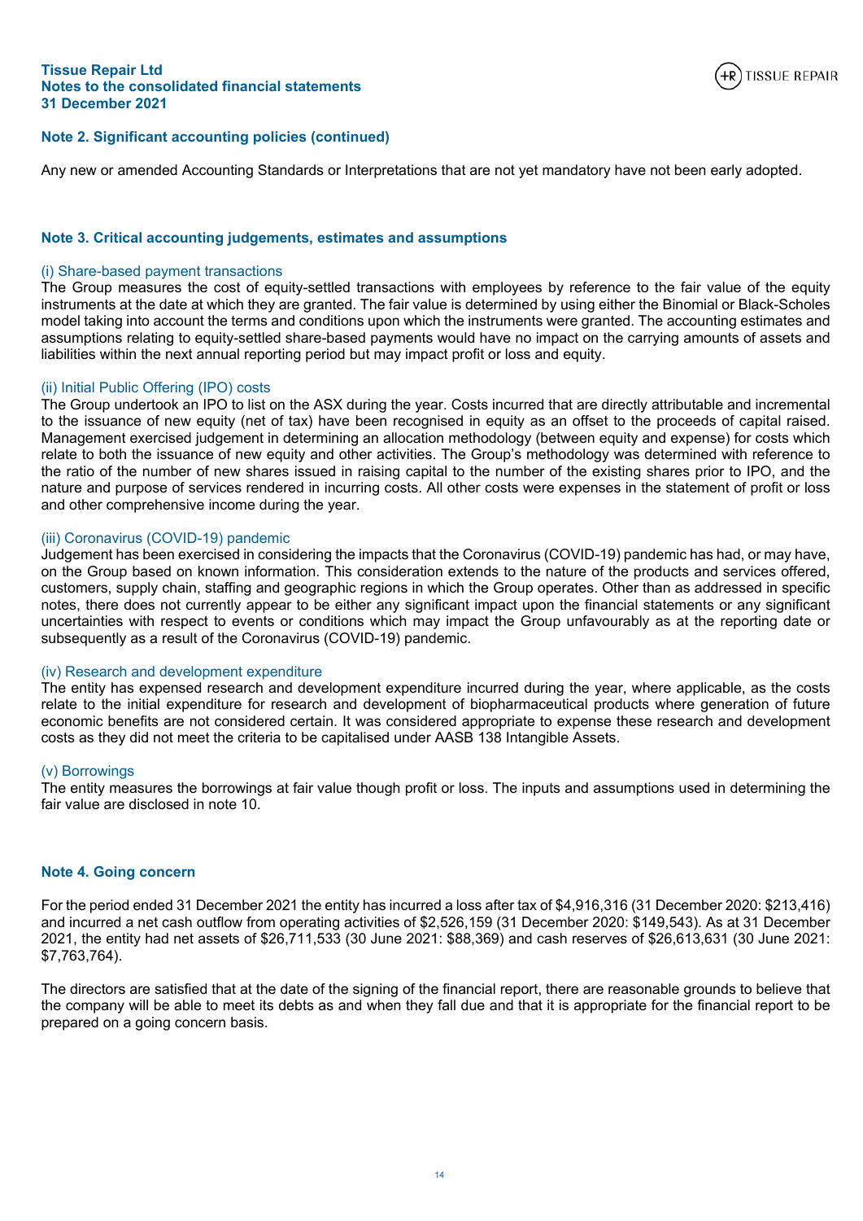## Note 2. Significant accounting policies (continued)

Any new or amended Accounting Standards or Interpretations that are not yet mandatory have not been early adopted.

## Note 3. Critical accounting judgements, estimates and assumptions

### (i) Share-based payment transactions

The Group measures the cost of equity-settled transactions with employees by reference to the fair value of the equity instruments at the date at which they are granted. The fair value is determined by using either the Binomial or Black-Scholes model taking into account the terms and conditions upon which the instruments were granted. The accounting estimates and assumptions relating to equity-settled share-based payments would have no impact on the carrying amounts of assets and liabilities within the next annual reporting period but may impact profit or loss and equity.

### (ii) Initial Public Offering (IPO) costs

The Group undertook an IPO to list on the ASX during the year. Costs incurred that are directly attributable and incremental to the issuance of new equity (net of tax) have been recognised in equity as an offset to the proceeds of capital raised. Management exercised judgement in determining an allocation methodology (between equity and expense) for costs which relate to both the issuance of new equity and other activities. The Group's methodology was determined with reference to the ratio of the number of new shares issued in raising capital to the number of the existing shares prior to IPO, and the nature and purpose of services rendered in incurring costs. All other costs were expenses in the statement of profit or loss and other comprehensive income during the year.

### (iii) Coronavirus (COVID-19) pandemic

Judgement has been exercised in considering the impacts that the Coronavirus (COVID-19) pandemic has had, or may have, on the Group based on known information. This consideration extends to the nature of the products and services offered, customers, supply chain, staffing and geographic regions in which the Group operates. Other than as addressed in specific notes, there does not currently appear to be either any significant impact upon the financial statements or any significant uncertainties with respect to events or conditions which may impact the Group unfavourably as at the reporting date or subsequently as a result of the Coronavirus (COVID-19) pandemic.

### (iv) Research and development expenditure

The entity has expensed research and development expenditure incurred during the year, where applicable, as the costs relate to the initial expenditure for research and development of biopharmaceutical products where generation of future economic benefits are not considered certain. It was considered appropriate to expense these research and development costs as they did not meet the criteria to be capitalised under AASB 138 Intangible Assets.

### (v) Borrowings

The entity measures the borrowings at fair value though profit or loss. The inputs and assumptions used in determining the fair value are disclosed in note 10.

## Note 4. Going concern

For the period ended 31 December 2021 the entity has incurred a loss after tax of $4,916,316 (31 December 2020: $213,416) and incurred a net cash outflow from operating activities of $2,526,159 (31 December 2020: $149,543). As at 31 December 2021, the entity had net assets of $26,711,533 (30 June 2021: $88,369) and cash reserves of $26,613,631 (30 June 2021: $7,763,764).

The directors are satisfied that at the date of the signing of the financial report, there are reasonable grounds to believe that the company will be able to meet its debts as and when they fall due and that it is appropriate for the financial report to be prepared on a going concern basis.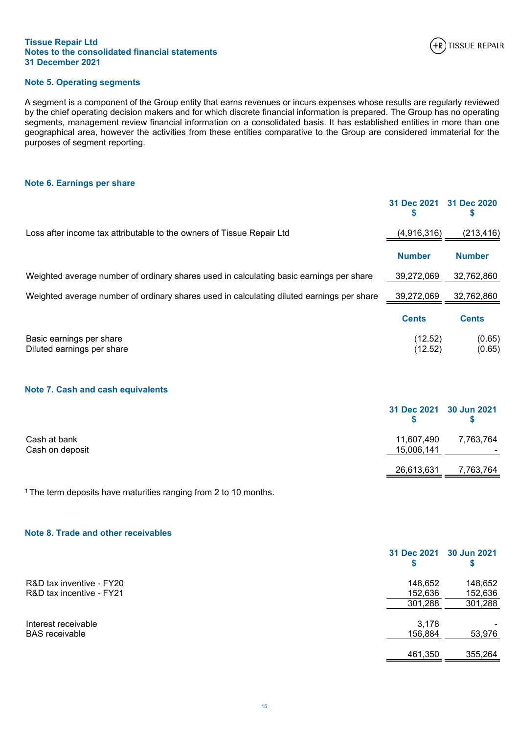## Note 5. Operating segments

A segment is a component of the Group entity that earns revenues or incurs expenses whose results are regularly reviewed by the chief operating decision makers and for which discrete financial information is prepared. The Group has no operating segments, management review financial information on a consolidated basis. It has established entities in more than one geographical area, however the activities from these entities comparative to the Group are considered immaterial for the purposes of segment reporting.

## Note 6. Earnings per share

| | 31 Dec 2021 $ | 31 Dec 2020 $ |
|---|---|---|
| Loss after income tax attributable to the owners of Tissue Repair Ltd | (4,916,316) | (213,416) |
| | **Number** | **Number** |
| Weighted average number of ordinary shares used in calculating basic earnings per share | 39,272,069 | 32,762,860 |
| Weighted average number of ordinary shares used in calculating diluted earnings per share | 39,272,069 | 32,762,860 |
| | **Cents** | **Cents** |
| Basic earnings per share | (12.52) | (0.65) |
| Diluted earnings per share | (12.52) | (0.65) |

## Note 7. Cash and cash equivalents

| | 31 Dec 2021 $ | 30 Jun 2021 $ |
|---|---|---|
| Cash at bank | 11,607,490 | 7,763,764 |
| Cash on deposit | 15,006,141 | - |
| | 26,613,631 | 7,763,764 |

[1] The term deposits have maturities ranging from 2 to 10 months.

## Note 8. Trade and other receivables

| | 31 Dec 2021 $ | 30 Jun 2021 $ |
|---|---|---|
| R&D tax inventive - FY20 | 148,652 | 148,652 |
| R&D tax incentive - FY21 | 152,636 | 152,636 |
| | 301,288 | 301,288 |
| Interest receivable | 3,178 | - |
| BAS receivable | 156,884 | 53,976 |
| | 461,350 | 355,264 |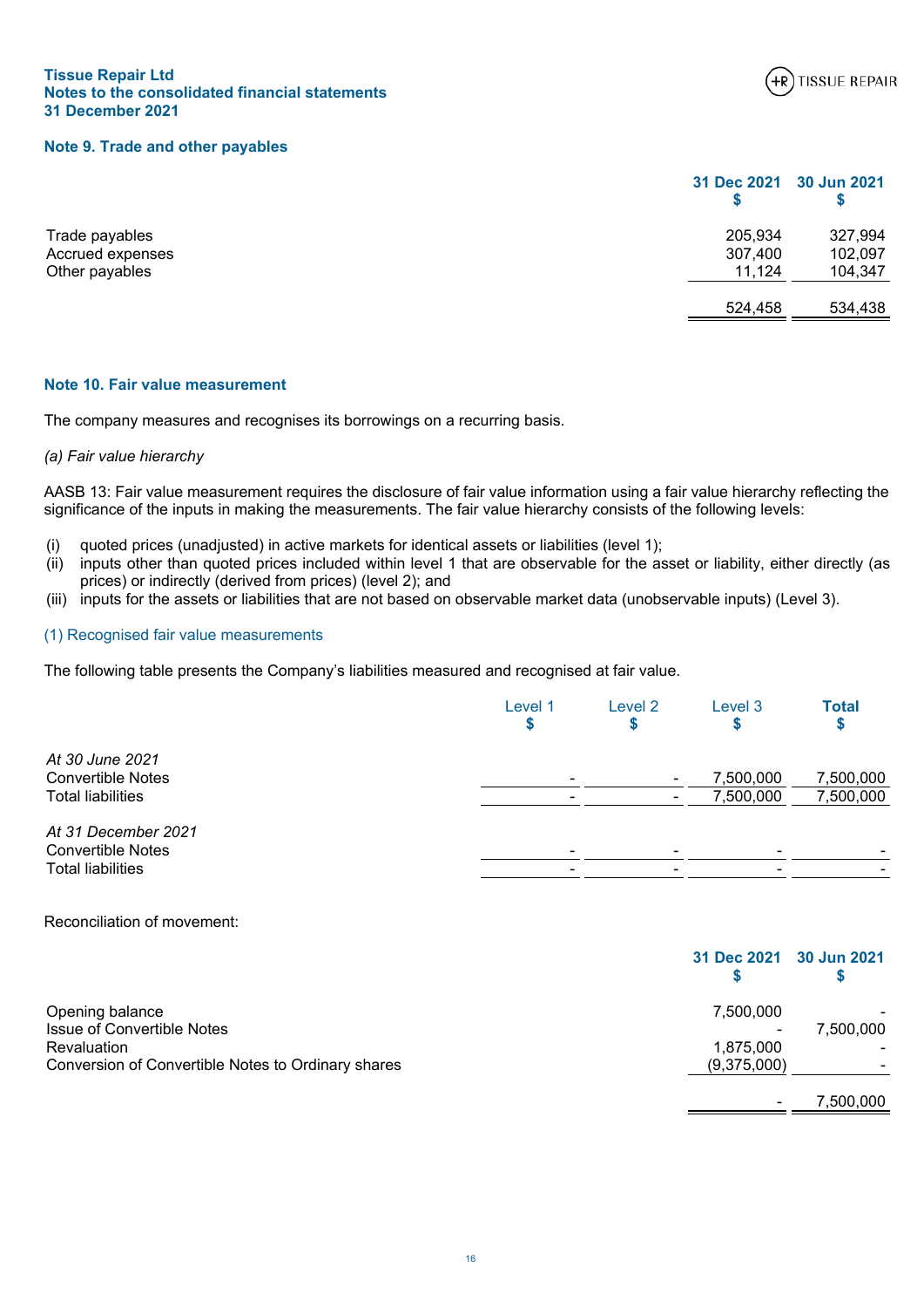## Note 9. Trade and other payables

| | 31 Dec 2021 $ | 30 Jun 2021 $ |
|---|---|---|
| Trade payables | 205,934 | 327,994 |
| Accrued expenses | 307,400 | 102,097 |
| Other payables | 11,124 | 104,347 |
| | 524,458 | 534,438 |

## Note 10. Fair value measurement

The company measures and recognises its borrowings on a recurring basis.

*(a) Fair value hierarchy*

AASB 13: Fair value measurement requires the disclosure of fair value information using a fair value hierarchy reflecting the significance of the inputs in making the measurements. The fair value hierarchy consists of the following levels:

(i) quoted prices (unadjusted) in active markets for identical assets or liabilities (level 1);
(ii) inputs other than quoted prices included within level 1 that are observable for the asset or liability, either directly (as prices) or indirectly (derived from prices) (level 2); and
(iii) inputs for the assets or liabilities that are not based on observable market data (unobservable inputs) (Level 3).

(1) Recognised fair value measurements

The following table presents the Company's liabilities measured and recognised at fair value.

| | Level 1 $ | Level 2 $ | Level 3 $ | Total $ |
|---|---|---|---|---|
| *At 30 June 2021* | | | | |
| Convertible Notes | - | - | 7,500,000 | 7,500,000 |
| Total liabilities | - | - | 7,500,000 | 7,500,000 |
| *At 31 December 2021* | | | | |
| Convertible Notes | - | - | - | - |
| Total liabilities | - | - | - | - |

Reconciliation of movement:

| | 31 Dec 2021 $ | 30 Jun 2021 $ |
|---|---|---|
| Opening balance | 7,500,000 | - |
| Issue of Convertible Notes | - | 7,500,000 |
| Revaluation | 1,875,000 | - |
| Conversion of Convertible Notes to Ordinary shares | (9,375,000) | - |
| | - | 7,500,000 |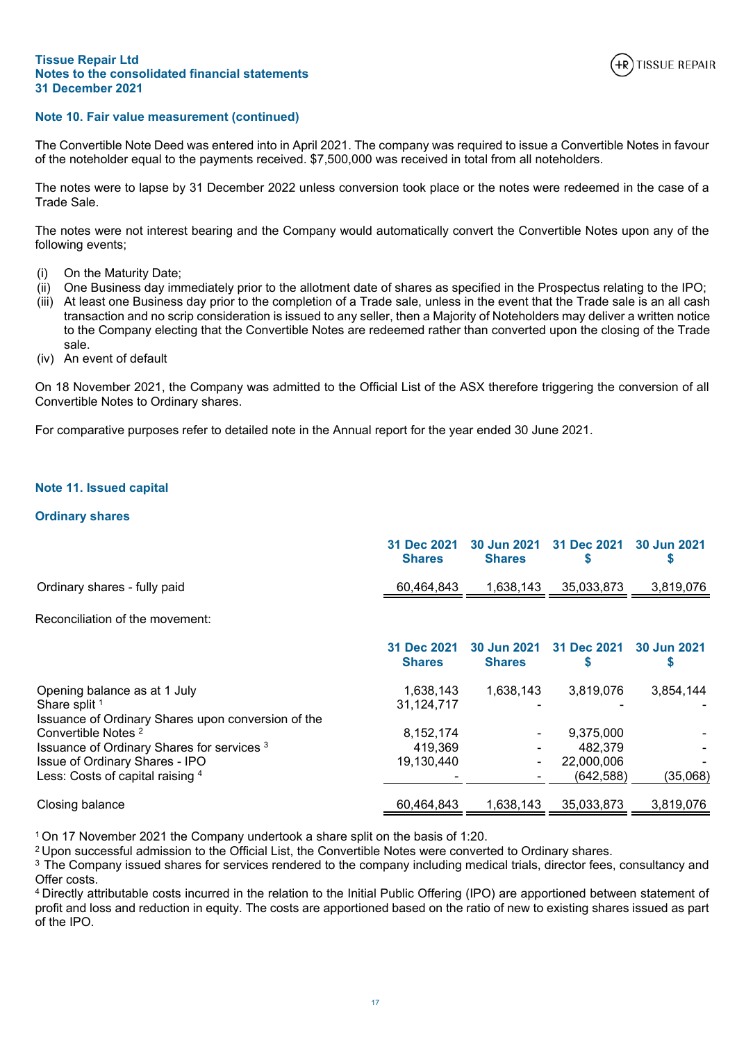### Note 10. Fair value measurement (continued)

The Convertible Note Deed was entered into in April 2021. The company was required to issue a Convertible Notes in favour of the noteholder equal to the payments received. $7,500,000 was received in total from all noteholders.

The notes were to lapse by 31 December 2022 unless conversion took place or the notes were redeemed in the case of a Trade Sale.

The notes were not interest bearing and the Company would automatically convert the Convertible Notes upon any of the following events;

(i) On the Maturity Date;
(ii) One Business day immediately prior to the allotment date of shares as specified in the Prospectus relating to the IPO;
(iii) At least one Business day prior to the completion of a Trade sale, unless in the event that the Trade sale is an all cash transaction and no scrip consideration is issued to any seller, then a Majority of Noteholders may deliver a written notice to the Company electing that the Convertible Notes are redeemed rather than converted upon the closing of the Trade sale.
(iv) An event of default

On 18 November 2021, the Company was admitted to the Official List of the ASX therefore triggering the conversion of all Convertible Notes to Ordinary shares.

For comparative purposes refer to detailed note in the Annual report for the year ended 30 June 2021.

### Note 11. Issued capital

#### Ordinary shares

| | 31 Dec 2021 Shares | 30 Jun 2021 Shares | 31 Dec 2021 $ | 30 Jun 2021 $ |
|---|---|---|---|---|
| Ordinary shares - fully paid | 60,464,843 | 1,638,143 | 35,033,873 | 3,819,076 |

Reconciliation of the movement:

| | 31 Dec 2021 Shares | 30 Jun 2021 Shares | 31 Dec 2021 $ | 30 Jun 2021 $ |
|---|---|---|---|---|
| Opening balance as at 1 July | 1,638,143 | 1,638,143 | 3,819,076 | 3,854,144 |
| Share split [1] | 31,124,717 | - | - | - |
| Issuance of Ordinary Shares upon conversion of the Convertible Notes [2] | 8,152,174 | - | 9,375,000 | - |
| Issuance of Ordinary Shares for services [3] | 419,369 | - | 482,379 | - |
| Issue of Ordinary Shares - IPO | 19,130,440 | - | 22,000,006 | - |
| Less: Costs of capital raising [4] | - | - | (642,588) | (35,068) |
| Closing balance | 60,464,843 | 1,638,143 | 35,033,873 | 3,819,076 |

[1] On 17 November 2021 the Company undertook a share split on the basis of 1:20.
[2] Upon successful admission to the Official List, the Convertible Notes were converted to Ordinary shares.
[3] The Company issued shares for services rendered to the company including medical trials, director fees, consultancy and Offer costs.
[4] Directly attributable costs incurred in the relation to the Initial Public Offering (IPO) are apportioned between statement of profit and loss and reduction in equity. The costs are apportioned based on the ratio of new to existing shares issued as part of the IPO.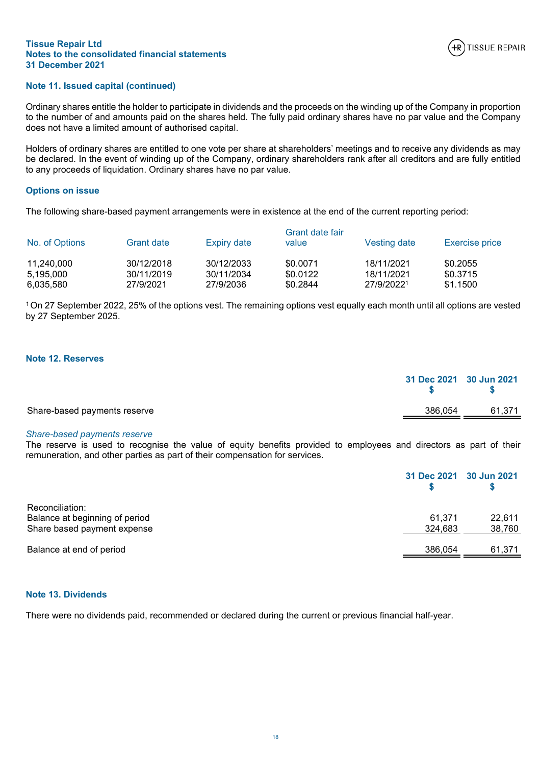**Tissue Repair Ltd**
**Notes to the consolidated financial statements**
**31 December 2021**

## Note 11. Issued capital (continued)

Ordinary shares entitle the holder to participate in dividends and the proceeds on the winding up of the Company in proportion to the number of and amounts paid on the shares held. The fully paid ordinary shares have no par value and the Company does not have a limited amount of authorised capital.

Holders of ordinary shares are entitled to one vote per share at shareholders' meetings and to receive any dividends as may be declared. In the event of winding up of the Company, ordinary shareholders rank after all creditors and are fully entitled to any proceeds of liquidation. Ordinary shares have no par value.

### Options on issue

The following share-based payment arrangements were in existence at the end of the current reporting period:

| No. of Options | Grant date | Expiry date | Grant date fair value | Vesting date | Exercise price |
|---|---|---|---|---|---|
| 11,240,000 | 30/12/2018 | 30/12/2033 | $0.0071 | 18/11/2021 | $0.2055 |
| 5,195,000 | 30/11/2019 | 30/11/2034 | $0.0122 | 18/11/2021 | $0.3715 |
| 6,035,580 | 27/9/2021 | 27/9/2036 | $0.2844 | 27/9/2022[1] | $1.1500 |

[1] On 27 September 2022, 25% of the options vest. The remaining options vest equally each month until all options are vested by 27 September 2025.

## Note 12. Reserves

| | 31 Dec 2021 $ | 30 Jun 2021 $ |
|---|---|---|
| Share-based payments reserve | 386,054 | 61,371 |

*Share-based payments reserve*
The reserve is used to recognise the value of equity benefits provided to employees and directors as part of their remuneration, and other parties as part of their compensation for services.

| | 31 Dec 2021 $ | 30 Jun 2021 $ |
|---|---|---|
| Reconciliation: | | |
| Balance at beginning of period | 61,371 | 22,611 |
| Share based payment expense | 324,683 | 38,760 |
| Balance at end of period | 386,054 | 61,371 |

## Note 13. Dividends

There were no dividends paid, recommended or declared during the current or previous financial half-year.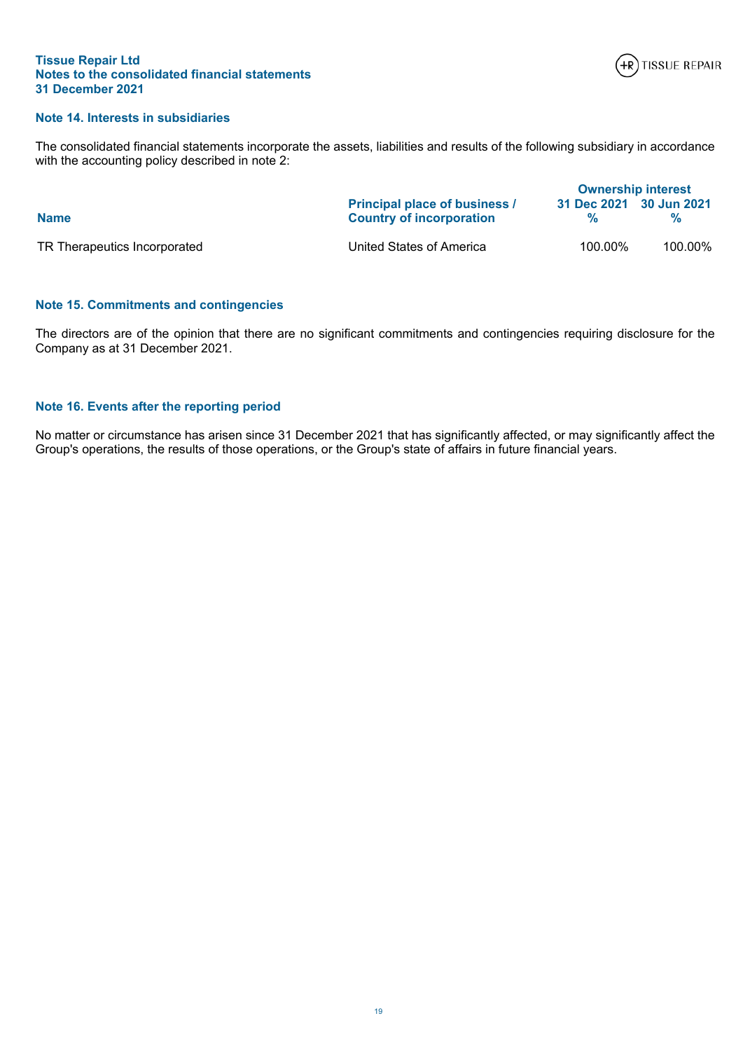## Note 14. Interests in subsidiaries

The consolidated financial statements incorporate the assets, liabilities and results of the following subsidiary in accordance with the accounting policy described in note 2:

| Name | Principal place of business / Country of incorporation | Ownership interest 31 Dec 2021 % | Ownership interest 30 Jun 2021 % |
|---|---|---|---|
| TR Therapeutics Incorporated | United States of America | 100.00% | 100.00% |

## Note 15. Commitments and contingencies

The directors are of the opinion that there are no significant commitments and contingencies requiring disclosure for the Company as at 31 December 2021.

## Note 16. Events after the reporting period

No matter or circumstance has arisen since 31 December 2021 that has significantly affected, or may significantly affect the Group's operations, the results of those operations, or the Group's state of affairs in future financial years.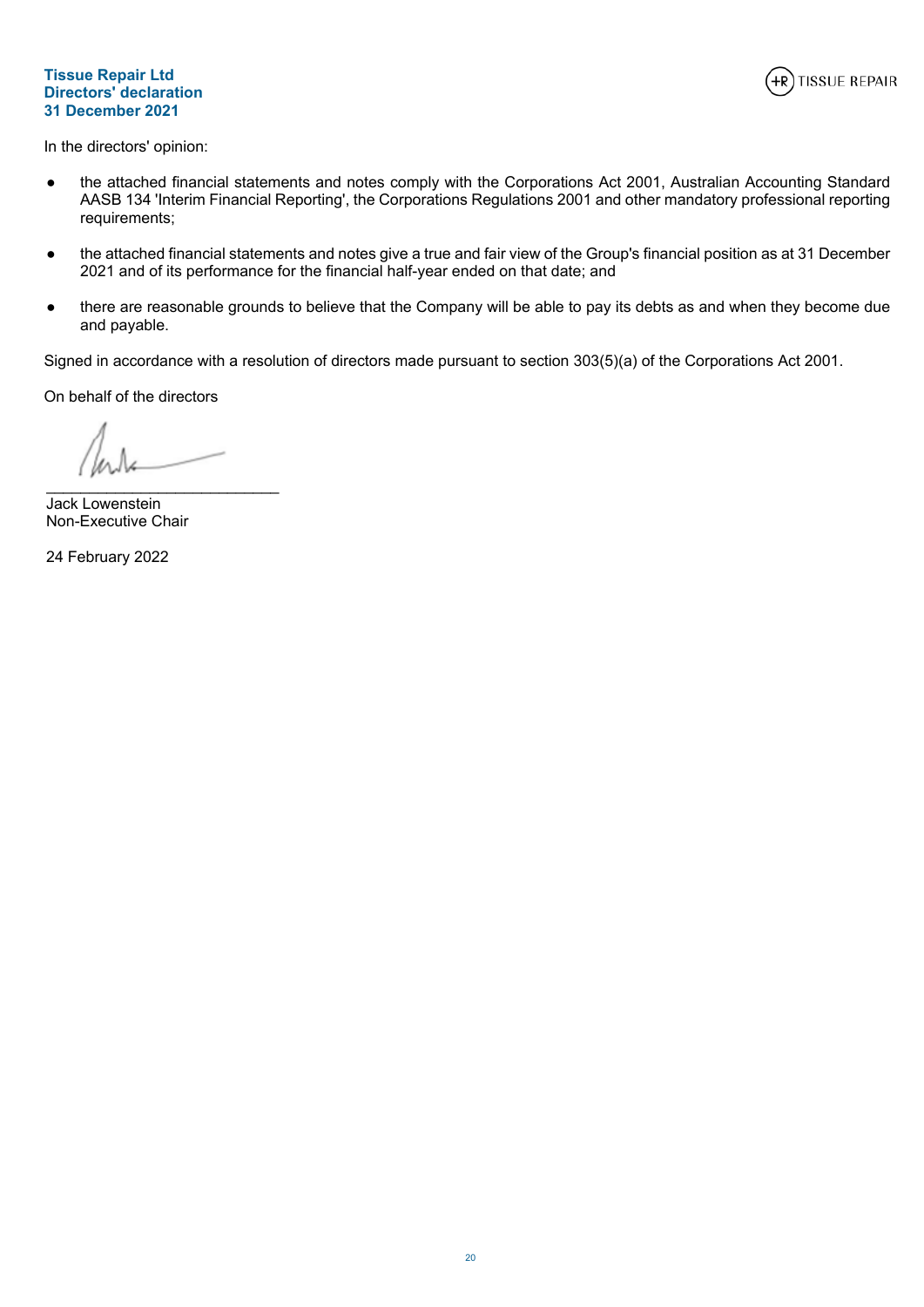**Tissue Repair Ltd**
**Directors' declaration**
**31 December 2021**

In the directors' opinion:

- the attached financial statements and notes comply with the Corporations Act 2001, Australian Accounting Standard AASB 134 'Interim Financial Reporting', the Corporations Regulations 2001 and other mandatory professional reporting requirements;
- the attached financial statements and notes give a true and fair view of the Group's financial position as at 31 December 2021 and of its performance for the financial half-year ended on that date; and
- there are reasonable grounds to believe that the Company will be able to pay its debts as and when they become due and payable.

Signed in accordance with a resolution of directors made pursuant to section 303(5)(a) of the Corporations Act 2001.

On behalf of the directors

___________________________
Jack Lowenstein
Non-Executive Chair

24 February 2022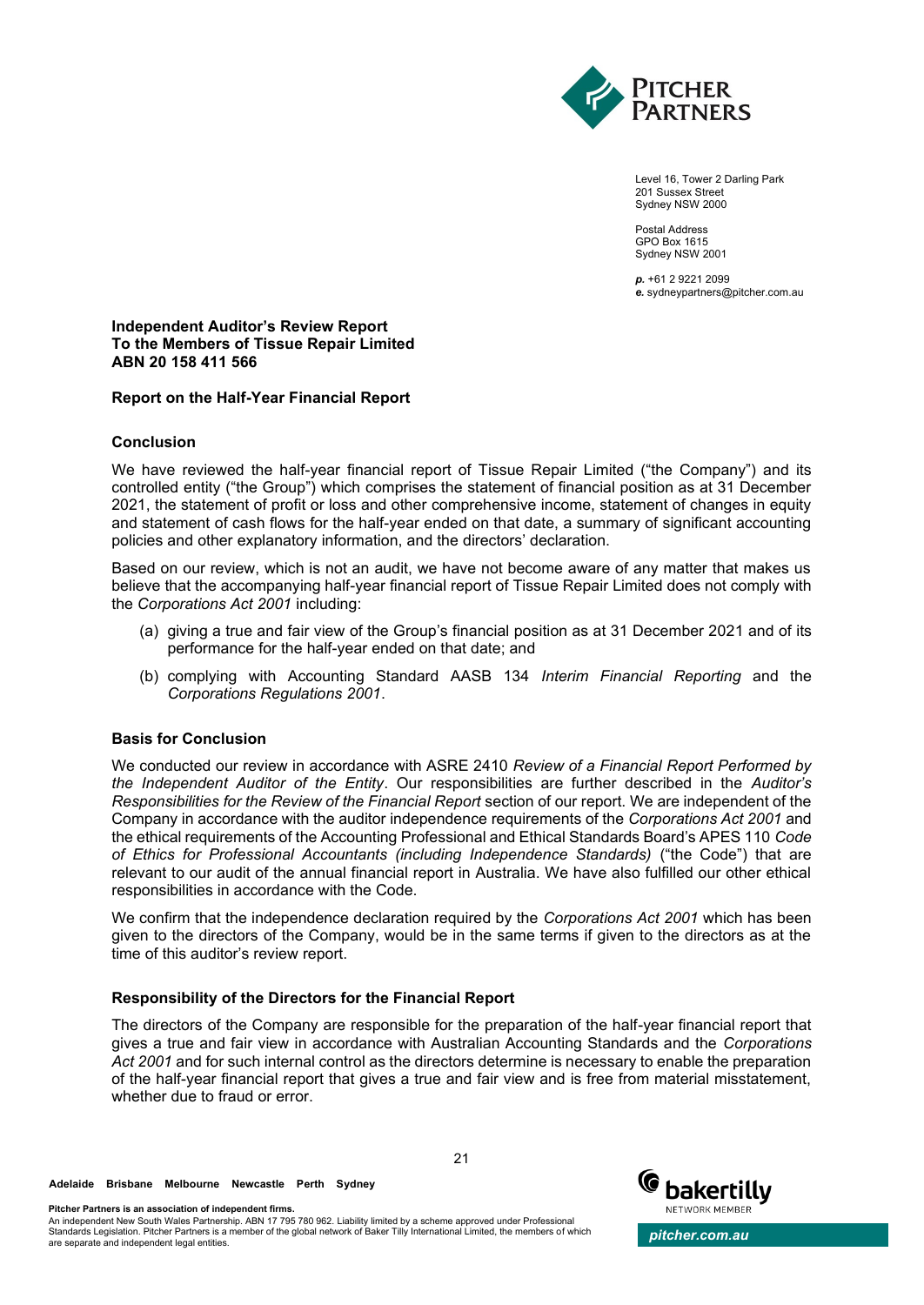Level 16, Tower 2 Darling Park
201 Sussex Street
Sydney NSW 2000

Postal Address
GPO Box 1615
Sydney NSW 2001

***p.*** +61 2 9221 2099
***e.*** sydneypartners@pitcher.com.au

**Independent Auditor's Review Report**
**To the Members of Tissue Repair Limited**
**ABN 20 158 411 566**

## Report on the Half-Year Financial Report

### Conclusion

We have reviewed the half-year financial report of Tissue Repair Limited ("the Company") and its controlled entity ("the Group") which comprises the statement of financial position as at 31 December 2021, the statement of profit or loss and other comprehensive income, statement of changes in equity and statement of cash flows for the half-year ended on that date, a summary of significant accounting policies and other explanatory information, and the directors' declaration.

Based on our review, which is not an audit, we have not become aware of any matter that makes us believe that the accompanying half-year financial report of Tissue Repair Limited does not comply with the *Corporations Act 2001* including:

(a) giving a true and fair view of the Group's financial position as at 31 December 2021 and of its performance for the half-year ended on that date; and

(b) complying with Accounting Standard AASB 134 *Interim Financial Reporting* and the *Corporations Regulations 2001*.

### Basis for Conclusion

We conducted our review in accordance with ASRE 2410 *Review of a Financial Report Performed by the Independent Auditor of the Entity*. Our responsibilities are further described in the *Auditor's Responsibilities for the Review of the Financial Report* section of our report. We are independent of the Company in accordance with the auditor independence requirements of the *Corporations Act 2001* and the ethical requirements of the Accounting Professional and Ethical Standards Board's APES 110 *Code of Ethics for Professional Accountants (including Independence Standards)* ("the Code") that are relevant to our audit of the annual financial report in Australia. We have also fulfilled our other ethical responsibilities in accordance with the Code.

We confirm that the independence declaration required by the *Corporations Act 2001* which has been given to the directors of the Company, would be in the same terms if given to the directors as at the time of this auditor's review report.

### Responsibility of the Directors for the Financial Report

The directors of the Company are responsible for the preparation of the half-year financial report that gives a true and fair view in accordance with Australian Accounting Standards and the *Corporations Act 2001* and for such internal control as the directors determine is necessary to enable the preparation of the half-year financial report that gives a true and fair view and is free from material misstatement, whether due to fraud or error.

Adelaide Brisbane Melbourne Newcastle Perth Sydney

**Pitcher Partners is an association of independent firms.**
An independent New South Wales Partnership. ABN 17 795 780 962. Liability limited by a scheme approved under Professional Standards Legislation. Pitcher Partners is a member of the global network of Baker Tilly International Limited, the members of which are separate and independent legal entities.

*pitcher.com.au*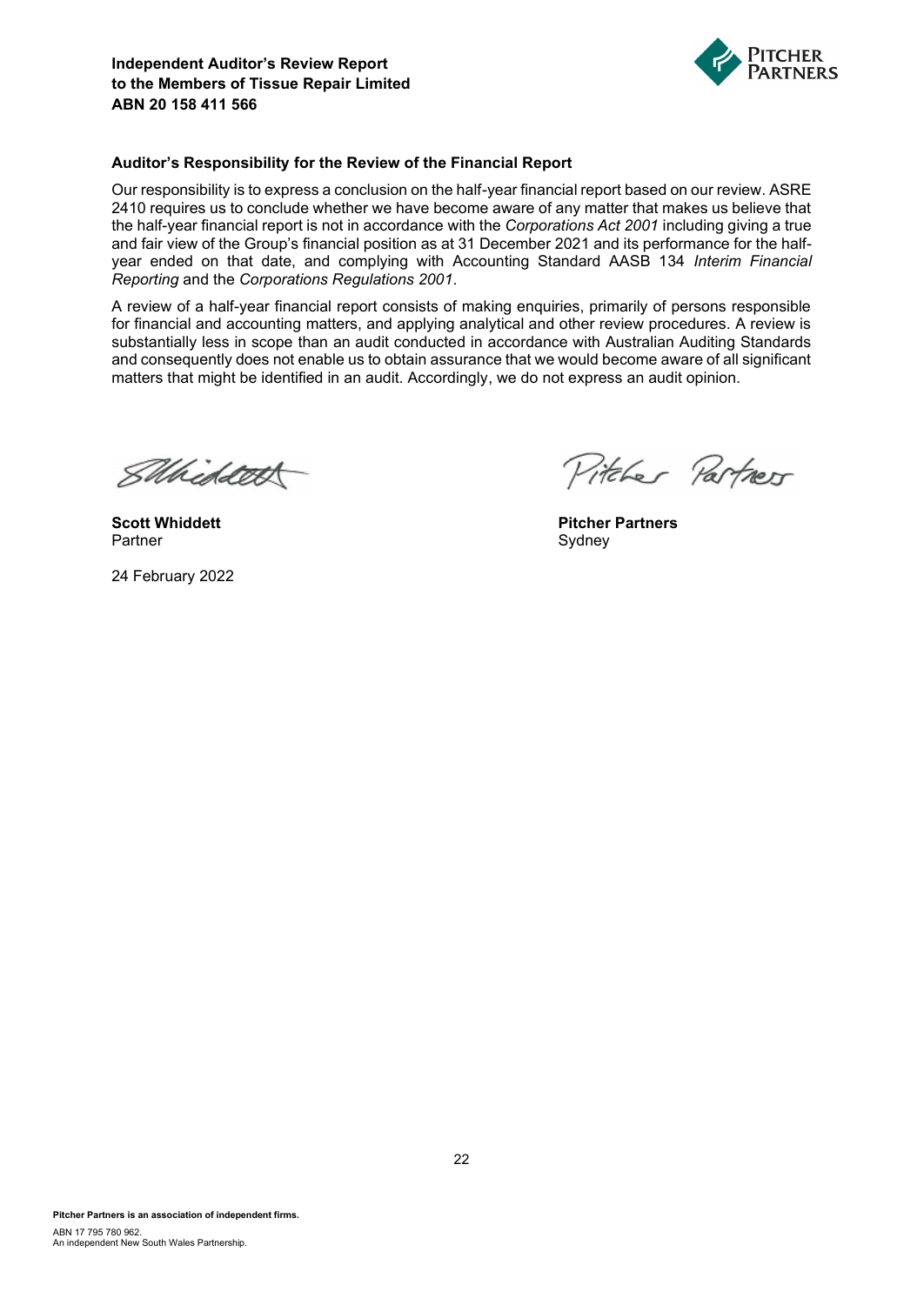**Independent Auditor's Review Report**
**to the Members of Tissue Repair Limited**
**ABN 20 158 411 566**

### Auditor's Responsibility for the Review of the Financial Report

Our responsibility is to express a conclusion on the half-year financial report based on our review. ASRE 2410 requires us to conclude whether we have become aware of any matter that makes us believe that the half-year financial report is not in accordance with the *Corporations Act 2001* including giving a true and fair view of the Group's financial position as at 31 December 2021 and its performance for the half-year ended on that date, and complying with Accounting Standard AASB 134 *Interim Financial Reporting* and the *Corporations Regulations 2001*.

A review of a half-year financial report consists of making enquiries, primarily of persons responsible for financial and accounting matters, and applying analytical and other review procedures. A review is substantially less in scope than an audit conducted in accordance with Australian Auditing Standards and consequently does not enable us to obtain assurance that we would become aware of all significant matters that might be identified in an audit. Accordingly, we do not express an audit opinion.

**Scott Whiddett**
Partner

24 February 2022

**Pitcher Partners**
Sydney

Pitcher Partners is an association of independent firms.
ABN 17 795 780 962.
An independent New South Wales Partnership.